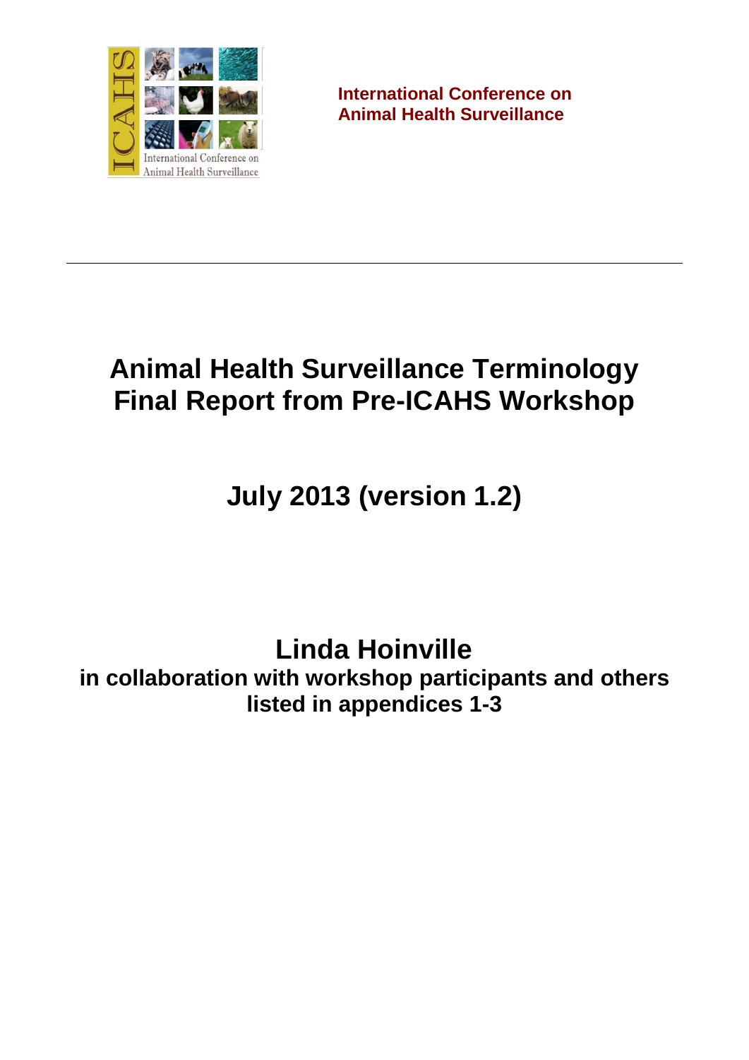International Conference on
Animal Health Surveillance

---

# Animal Health Surveillance Terminology
# Final Report from Pre-ICAHS Workshop

## July 2013 (version 1.2)

## Linda Hoinville

**in collaboration with workshop participants and others listed in appendices 1-3**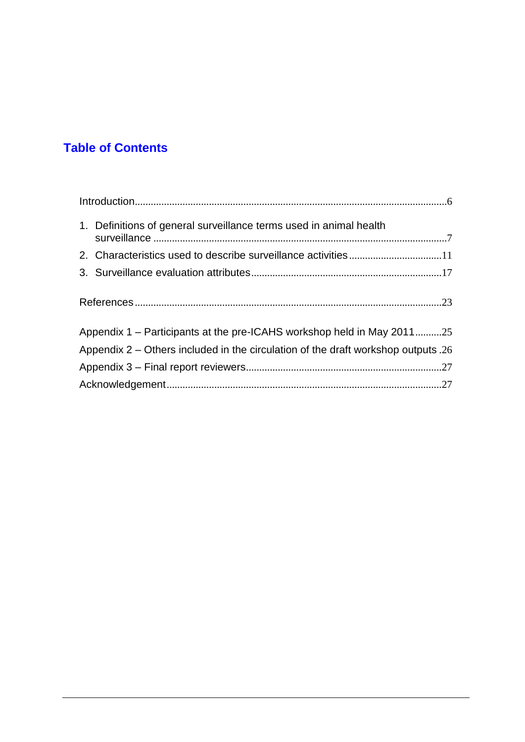# Table of Contents

Introduction....6

1. Definitions of general surveillance terms used in animal health surveillance....7
2. Characteristics used to describe surveillance activities....11
3. Surveillance evaluation attributes....17

References....23

Appendix 1 – Participants at the pre-ICAHS workshop held in May 2011....25

Appendix 2 – Others included in the circulation of the draft workshop outputs....26

Appendix 3 – Final report reviewers....27

Acknowledgement....27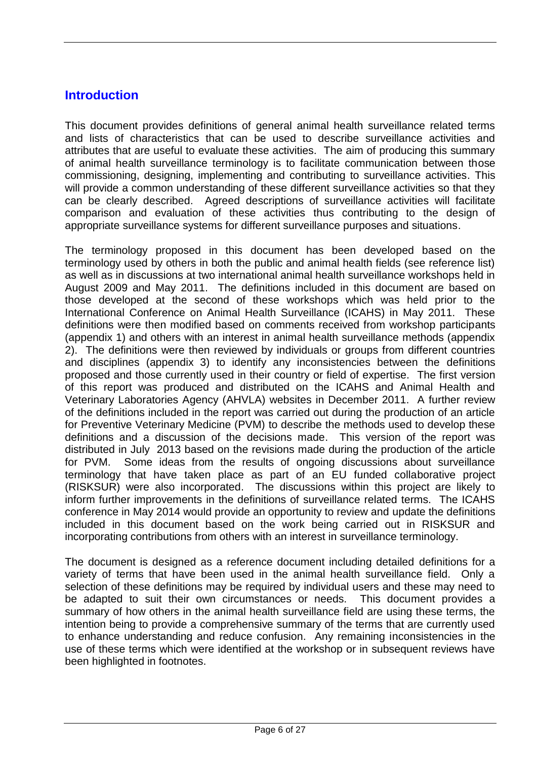## Introduction

This document provides definitions of general animal health surveillance related terms and lists of characteristics that can be used to describe surveillance activities and attributes that are useful to evaluate these activities. The aim of producing this summary of animal health surveillance terminology is to facilitate communication between those commissioning, designing, implementing and contributing to surveillance activities. This will provide a common understanding of these different surveillance activities so that they can be clearly described. Agreed descriptions of surveillance activities will facilitate comparison and evaluation of these activities thus contributing to the design of appropriate surveillance systems for different surveillance purposes and situations.

The terminology proposed in this document has been developed based on the terminology used by others in both the public and animal health fields (see reference list) as well as in discussions at two international animal health surveillance workshops held in August 2009 and May 2011. The definitions included in this document are based on those developed at the second of these workshops which was held prior to the International Conference on Animal Health Surveillance (ICAHS) in May 2011. These definitions were then modified based on comments received from workshop participants (appendix 1) and others with an interest in animal health surveillance methods (appendix 2). The definitions were then reviewed by individuals or groups from different countries and disciplines (appendix 3) to identify any inconsistencies between the definitions proposed and those currently used in their country or field of expertise. The first version of this report was produced and distributed on the ICAHS and Animal Health and Veterinary Laboratories Agency (AHVLA) websites in December 2011. A further review of the definitions included in the report was carried out during the production of an article for Preventive Veterinary Medicine (PVM) to describe the methods used to develop these definitions and a discussion of the decisions made. This version of the report was distributed in July 2013 based on the revisions made during the production of the article for PVM. Some ideas from the results of ongoing discussions about surveillance terminology that have taken place as part of an EU funded collaborative project (RISKSUR) were also incorporated. The discussions within this project are likely to inform further improvements in the definitions of surveillance related terms. The ICAHS conference in May 2014 would provide an opportunity to review and update the definitions included in this document based on the work being carried out in RISKSUR and incorporating contributions from others with an interest in surveillance terminology.

The document is designed as a reference document including detailed definitions for a variety of terms that have been used in the animal health surveillance field. Only a selection of these definitions may be required by individual users and these may need to be adapted to suit their own circumstances or needs. This document provides a summary of how others in the animal health surveillance field are using these terms, the intention being to provide a comprehensive summary of the terms that are currently used to enhance understanding and reduce confusion. Any remaining inconsistencies in the use of these terms which were identified at the workshop or in subsequent reviews have been highlighted in footnotes.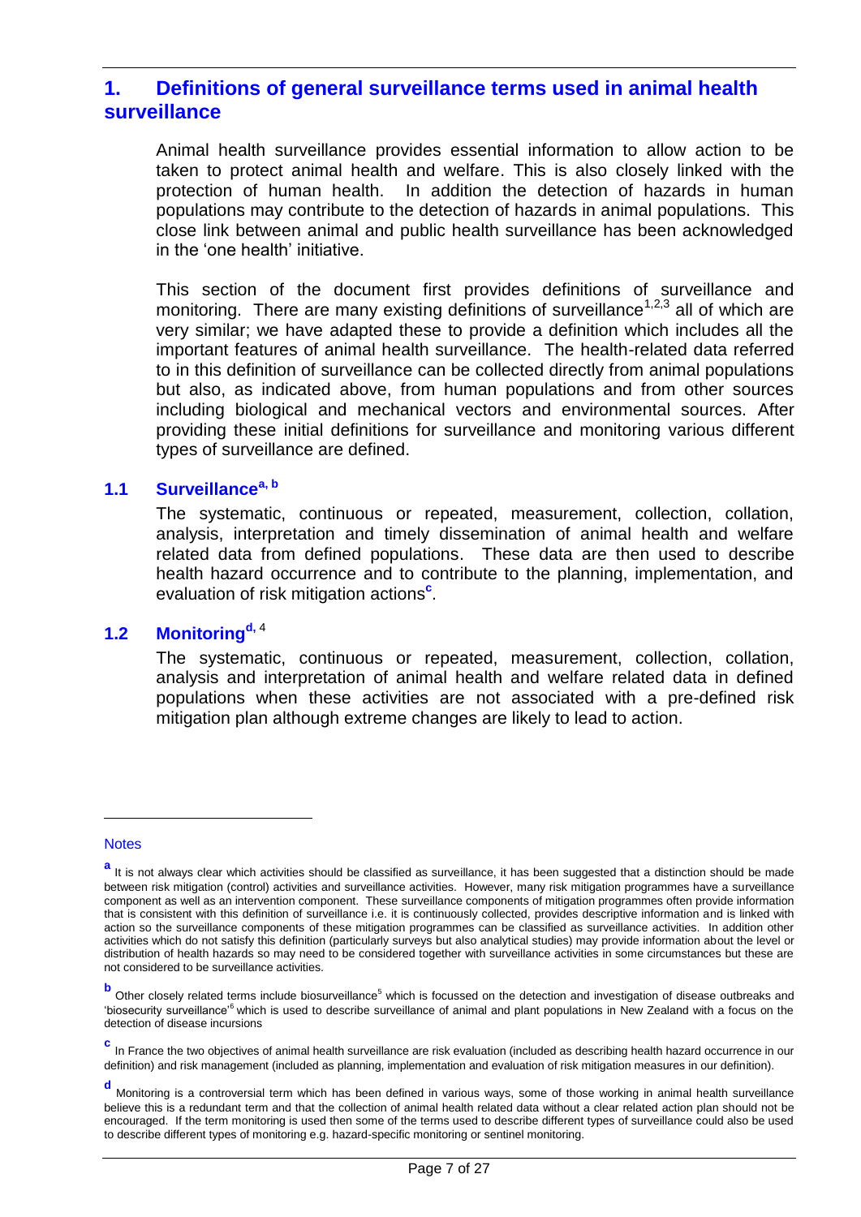# 1. Definitions of general surveillance terms used in animal health surveillance

Animal health surveillance provides essential information to allow action to be taken to protect animal health and welfare. This is also closely linked with the protection of human health. In addition the detection of hazards in human populations may contribute to the detection of hazards in animal populations. This close link between animal and public health surveillance has been acknowledged in the 'one health' initiative.

This section of the document first provides definitions of surveillance and monitoring. There are many existing definitions of surveillance[1,2,3] all of which are very similar; we have adapted these to provide a definition which includes all the important features of animal health surveillance. The health-related data referred to in this definition of surveillance can be collected directly from animal populations but also, as indicated above, from human populations and from other sources including biological and mechanical vectors and environmental sources. After providing these initial definitions for surveillance and monitoring various different types of surveillance are defined.

## 1.1 Surveillance[a, b]

The systematic, continuous or repeated, measurement, collection, collation, analysis, interpretation and timely dissemination of animal health and welfare related data from defined populations. These data are then used to describe health hazard occurrence and to contribute to the planning, implementation, and evaluation of risk mitigation actions[c].

## 1.2 Monitoring[d, 4]

The systematic, continuous or repeated, measurement, collection, collation, analysis and interpretation of animal health and welfare related data in defined populations when these activities are not associated with a pre-defined risk mitigation plan although extreme changes are likely to lead to action.

---

Notes

[a] It is not always clear which activities should be classified as surveillance, it has been suggested that a distinction should be made between risk mitigation (control) activities and surveillance activities. However, many risk mitigation programmes have a surveillance component as well as an intervention component. These surveillance components of mitigation programmes often provide information that is consistent with this definition of surveillance i.e. it is continuously collected, provides descriptive information and is linked with action so the surveillance components of these mitigation programmes can be classified as surveillance activities. In addition other activities which do not satisfy this definition (particularly surveys but also analytical studies) may provide information about the level or distribution of health hazards so may need to be considered together with surveillance activities in some circumstances but these are not considered to be surveillance activities.

[b] Other closely related terms include biosurveillance[5] which is focussed on the detection and investigation of disease outbreaks and 'biosecurity surveillance'[6] which is used to describe surveillance of animal and plant populations in New Zealand with a focus on the detection of disease incursions

[c] In France the two objectives of animal health surveillance are risk evaluation (included as describing health hazard occurrence in our definition) and risk management (included as planning, implementation and evaluation of risk mitigation measures in our definition).

[d] Monitoring is a controversial term which has been defined in various ways, some of those working in animal health surveillance believe this is a redundant term and that the collection of animal health related data without a clear related action plan should not be encouraged. If the term monitoring is used then some of the terms used to describe different types of surveillance could also be used to describe different types of monitoring e.g. hazard-specific monitoring or sentinel monitoring.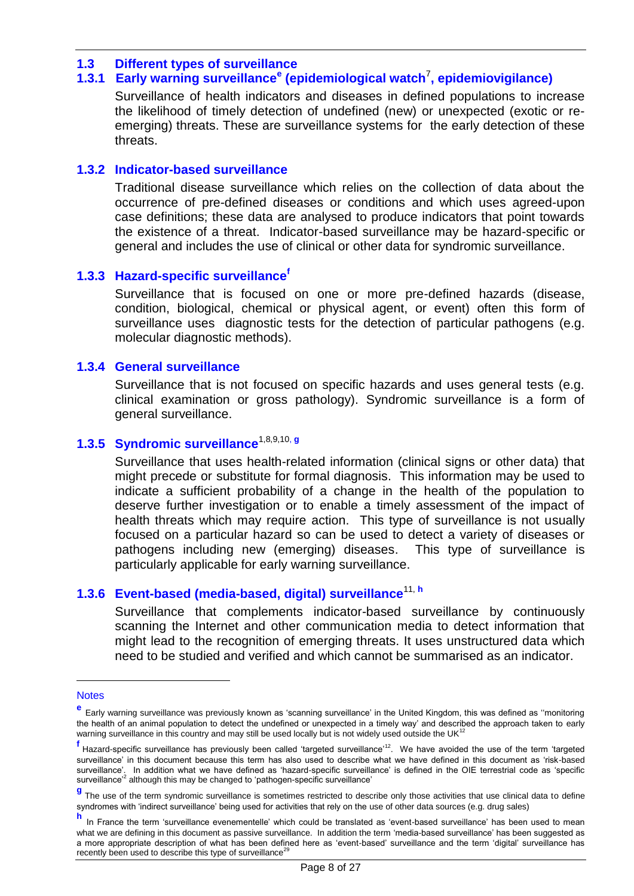## 1.3 Different types of surveillance

### 1.3.1 Early warning surveillance[e] (epidemiological watch[7], epidemiovigilance)

Surveillance of health indicators and diseases in defined populations to increase the likelihood of timely detection of undefined (new) or unexpected (exotic or re-emerging) threats. These are surveillance systems for the early detection of these threats.

### 1.3.2 Indicator-based surveillance

Traditional disease surveillance which relies on the collection of data about the occurrence of pre-defined diseases or conditions and which uses agreed-upon case definitions; these data are analysed to produce indicators that point towards the existence of a threat. Indicator-based surveillance may be hazard-specific or general and includes the use of clinical or other data for syndromic surveillance.

### 1.3.3 Hazard-specific surveillance[f]

Surveillance that is focused on one or more pre-defined hazards (disease, condition, biological, chemical or physical agent, or event) often this form of surveillance uses diagnostic tests for the detection of particular pathogens (e.g. molecular diagnostic methods).

### 1.3.4 General surveillance

Surveillance that is not focused on specific hazards and uses general tests (e.g. clinical examination or gross pathology). Syndromic surveillance is a form of general surveillance.

### 1.3.5 Syndromic surveillance[1,8,9,10, g]

Surveillance that uses health-related information (clinical signs or other data) that might precede or substitute for formal diagnosis. This information may be used to indicate a sufficient probability of a change in the health of the population to deserve further investigation or to enable a timely assessment of the impact of health threats which may require action. This type of surveillance is not usually focused on a particular hazard so can be used to detect a variety of diseases or pathogens including new (emerging) diseases. This type of surveillance is particularly applicable for early warning surveillance.

### 1.3.6 Event-based (media-based, digital) surveillance[11, h]

Surveillance that complements indicator-based surveillance by continuously scanning the Internet and other communication media to detect information that might lead to the recognition of emerging threats. It uses unstructured data which need to be studied and verified and which cannot be summarised as an indicator.

---

Notes

[e] Early warning surveillance was previously known as 'scanning surveillance' in the United Kingdom, this was defined as ''monitoring the health of an animal population to detect the undefined or unexpected in a timely way' and described the approach taken to early warning surveillance in this country and may still be used locally but is not widely used outside the UK[12]

[f] Hazard-specific surveillance has previously been called 'targeted surveillance'[12]. We have avoided the use of the term 'targeted surveillance' in this document because this term has also used to describe what we have defined in this document as 'risk-based surveillance'. In addition what we have defined as 'hazard-specific surveillance' is defined in the OIE terrestrial code as 'specific surveillance'[2] although this may be changed to 'pathogen-specific surveillance'

[g] The use of the term syndromic surveillance is sometimes restricted to describe only those activities that use clinical data to define syndromes with 'indirect surveillance' being used for activities that rely on the use of other data sources (e.g. drug sales)

[h] In France the term 'surveillance evenementelle' which could be translated as 'event-based surveillance' has been used to mean what we are defining in this document as passive surveillance. In addition the term 'media-based surveillance' has been suggested as a more appropriate description of what has been defined here as 'event-based' surveillance and the term 'digital' surveillance has recently been used to describe this type of surveillance[29]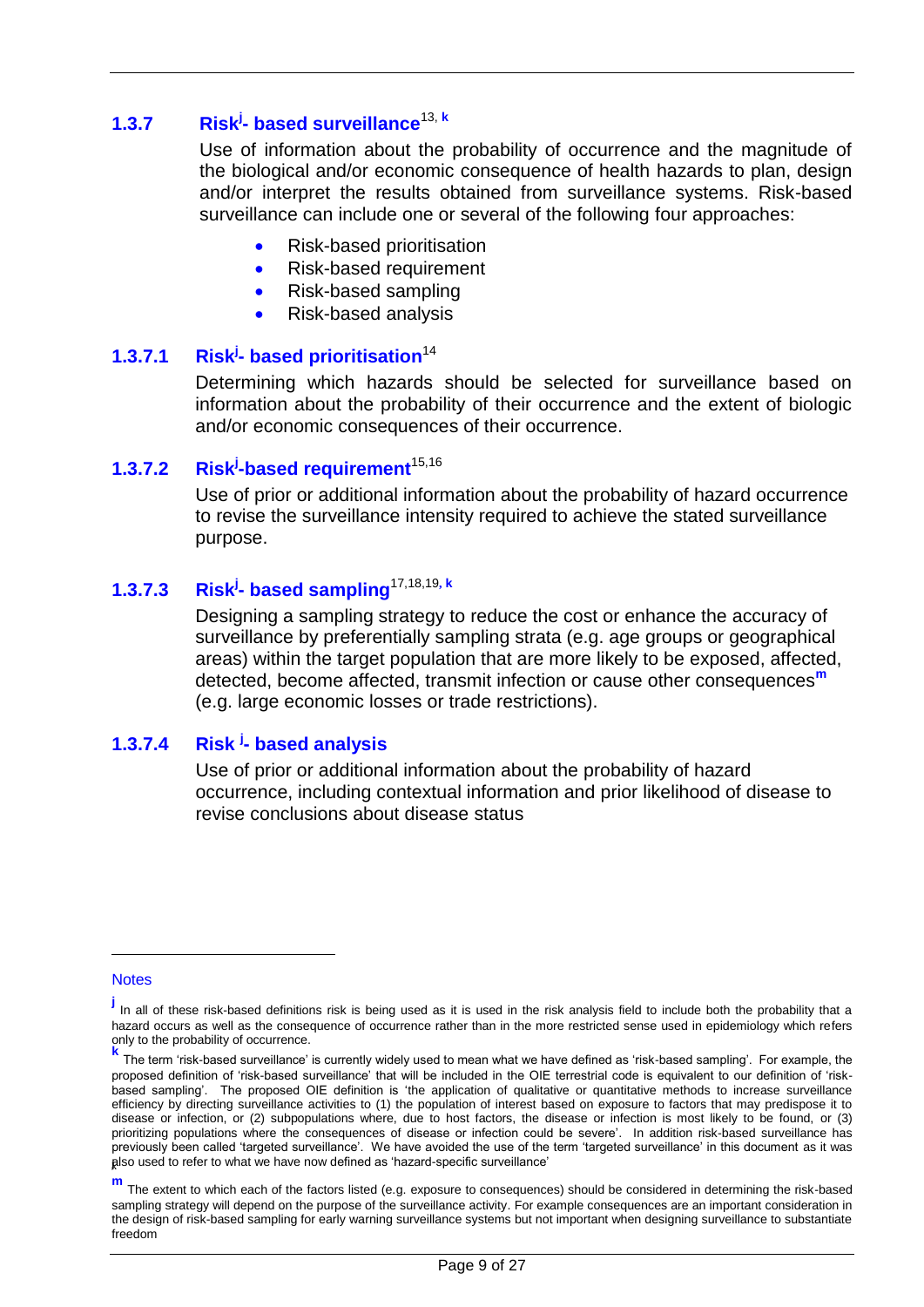### 1.3.7 Risk[j]- based surveillance[13, k]

Use of information about the probability of occurrence and the magnitude of the biological and/or economic consequence of health hazards to plan, design and/or interpret the results obtained from surveillance systems. Risk-based surveillance can include one or several of the following four approaches:

- Risk-based prioritisation
- Risk-based requirement
- Risk-based sampling
- Risk-based analysis

#### 1.3.7.1 Risk[j]- based prioritisation[14]

Determining which hazards should be selected for surveillance based on information about the probability of their occurrence and the extent of biologic and/or economic consequences of their occurrence.

#### 1.3.7.2 Risk[j]-based requirement[15,16]

Use of prior or additional information about the probability of hazard occurrence to revise the surveillance intensity required to achieve the stated surveillance purpose.

#### 1.3.7.3 Risk[j]- based sampling[17,18,19, k]

Designing a sampling strategy to reduce the cost or enhance the accuracy of surveillance by preferentially sampling strata (e.g. age groups or geographical areas) within the target population that are more likely to be exposed, affected, detected, become affected, transmit infection or cause other consequences[m] (e.g. large economic losses or trade restrictions).

#### 1.3.7.4 Risk [j]- based analysis

Use of prior or additional information about the probability of hazard occurrence, including contextual information and prior likelihood of disease to revise conclusions about disease status

---

Notes

[j] In all of these risk-based definitions risk is being used as it is used in the risk analysis field to include both the probability that a hazard occurs as well as the consequence of occurrence rather than in the more restricted sense used in epidemiology which refers only to the probability of occurrence.

[k] The term 'risk-based surveillance' is currently widely used to mean what we have defined as 'risk-based sampling'. For example, the proposed definition of 'risk-based surveillance' that will be included in the OIE terrestrial code is equivalent to our definition of 'risk-based sampling'. The proposed OIE definition is 'the application of qualitative or quantitative methods to increase surveillance efficiency by directing surveillance activities to (1) the population of interest based on exposure to factors that may predispose it to disease or infection, or (2) subpopulations where, due to host factors, the disease or infection is most likely to be found, or (3) prioritizing populations where the consequences of disease or infection could be severe'. In addition risk-based surveillance has previously been called 'targeted surveillance'. We have avoided the use of the term 'targeted surveillance' in this document as it was also used to refer to what we have now defined as 'hazard-specific surveillance'

[m] The extent to which each of the factors listed (e.g. exposure to consequences) should be considered in determining the risk-based sampling strategy will depend on the purpose of the surveillance activity. For example consequences are an important consideration in the design of risk-based sampling for early warning surveillance systems but not important when designing surveillance to substantiate freedom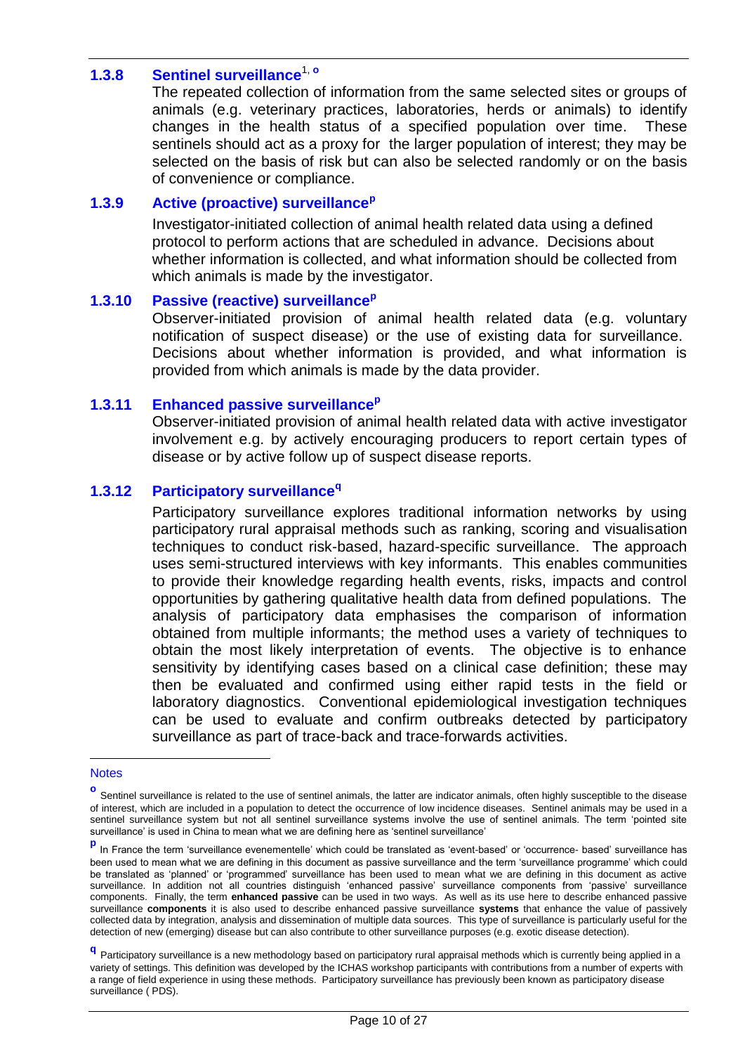### 1.3.8 Sentinel surveillance[1, o]

The repeated collection of information from the same selected sites or groups of animals (e.g. veterinary practices, laboratories, herds or animals) to identify changes in the health status of a specified population over time. These sentinels should act as a proxy for the larger population of interest; they may be selected on the basis of risk but can also be selected randomly or on the basis of convenience or compliance.

### 1.3.9 Active (proactive) surveillance[p]

Investigator-initiated collection of animal health related data using a defined protocol to perform actions that are scheduled in advance. Decisions about whether information is collected, and what information should be collected from which animals is made by the investigator.

### 1.3.10 Passive (reactive) surveillance[p]

Observer-initiated provision of animal health related data (e.g. voluntary notification of suspect disease) or the use of existing data for surveillance. Decisions about whether information is provided, and what information is provided from which animals is made by the data provider.

### 1.3.11 Enhanced passive surveillance[p]

Observer-initiated provision of animal health related data with active investigator involvement e.g. by actively encouraging producers to report certain types of disease or by active follow up of suspect disease reports.

### 1.3.12 Participatory surveillance[q]

Participatory surveillance explores traditional information networks by using participatory rural appraisal methods such as ranking, scoring and visualisation techniques to conduct risk-based, hazard-specific surveillance. The approach uses semi-structured interviews with key informants. This enables communities to provide their knowledge regarding health events, risks, impacts and control opportunities by gathering qualitative health data from defined populations. The analysis of participatory data emphasises the comparison of information obtained from multiple informants; the method uses a variety of techniques to obtain the most likely interpretation of events. The objective is to enhance sensitivity by identifying cases based on a clinical case definition; these may then be evaluated and confirmed using either rapid tests in the field or laboratory diagnostics. Conventional epidemiological investigation techniques can be used to evaluate and confirm outbreaks detected by participatory surveillance as part of trace-back and trace-forwards activities.

---

Notes

[o] Sentinel surveillance is related to the use of sentinel animals, the latter are indicator animals, often highly susceptible to the disease of interest, which are included in a population to detect the occurrence of low incidence diseases. Sentinel animals may be used in a sentinel surveillance system but not all sentinel surveillance systems involve the use of sentinel animals. The term 'pointed site surveillance' is used in China to mean what we are defining here as 'sentinel surveillance'

[p] In France the term 'surveillance evenementelle' which could be translated as 'event-based' or 'occurrence- based' surveillance has been used to mean what we are defining in this document as passive surveillance and the term 'surveillance programme' which could be translated as 'planned' or 'programmed' surveillance has been used to mean what we are defining in this document as active surveillance. In addition not all countries distinguish 'enhanced passive' surveillance components from 'passive' surveillance components. Finally, the term **enhanced passive** can be used in two ways. As well as its use here to describe enhanced passive surveillance **components** it is also used to describe enhanced passive surveillance **systems** that enhance the value of passively collected data by integration, analysis and dissemination of multiple data sources. This type of surveillance is particularly useful for the detection of new (emerging) disease but can also contribute to other surveillance purposes (e.g. exotic disease detection).

[q] Participatory surveillance is a new methodology based on participatory rural appraisal methods which is currently being applied in a variety of settings. This definition was developed by the ICHAS workshop participants with contributions from a number of experts with a range of field experience in using these methods. Participatory surveillance has previously been known as participatory disease surveillance ( PDS).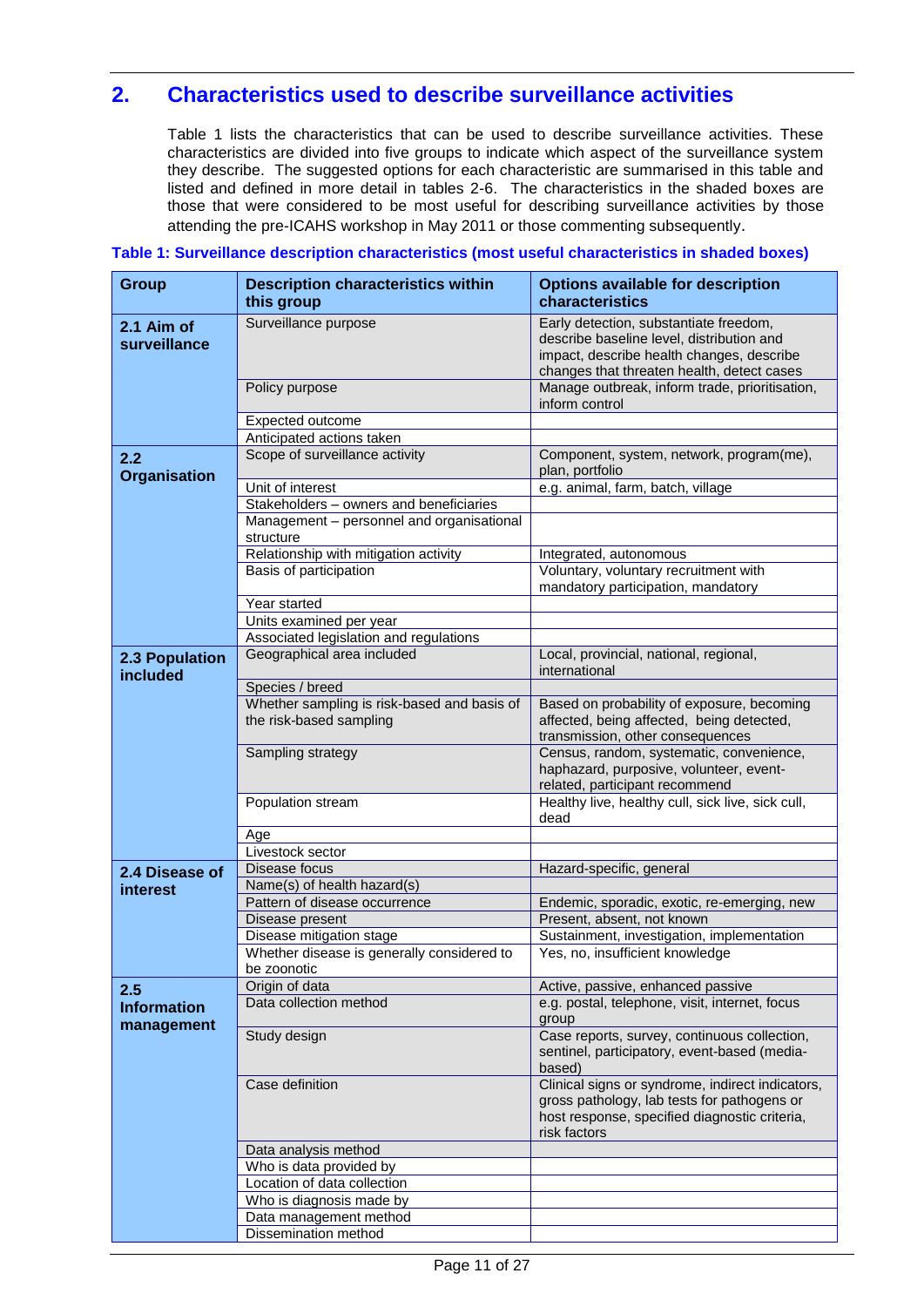## 2. Characteristics used to describe surveillance activities

Table 1 lists the characteristics that can be used to describe surveillance activities. These characteristics are divided into five groups to indicate which aspect of the surveillance system they describe. The suggested options for each characteristic are summarised in this table and listed and defined in more detail in tables 2-6. The characteristics in the shaded boxes are those that were considered to be most useful for describing surveillance activities by those attending the pre-ICAHS workshop in May 2011 or those commenting subsequently.

**Table 1: Surveillance description characteristics (most useful characteristics in shaded boxes)**

| Group | Description characteristics within this group | Options available for description characteristics |
|---|---|---|
| **2.1 Aim of surveillance** | Surveillance purpose | Early detection, substantiate freedom, describe baseline level, distribution and impact, describe health changes, describe changes that threaten health, detect cases |
| | Policy purpose | Manage outbreak, inform trade, prioritisation, inform control |
| | Expected outcome | |
| | Anticipated actions taken | |
| **2.2 Organisation** | Scope of surveillance activity | Component, system, network, program(me), plan, portfolio |
| | Unit of interest | e.g. animal, farm, batch, village |
| | Stakeholders – owners and beneficiaries | |
| | Management – personnel and organisational structure | |
| | Relationship with mitigation activity | Integrated, autonomous |
| | Basis of participation | Voluntary, voluntary recruitment with mandatory participation, mandatory |
| | Year started | |
| | Units examined per year | |
| | Associated legislation and regulations | |
| **2.3 Population included** | Geographical area included | Local, provincial, national, regional, international |
| | Species / breed | |
| | Whether sampling is risk-based and basis of the risk-based sampling | Based on probability of exposure, becoming affected, being affected, being detected, transmission, other consequences |
| | Sampling strategy | Census, random, systematic, convenience, haphazard, purposive, volunteer, event-related, participant recommend |
| | Population stream | Healthy live, healthy cull, sick live, sick cull, dead |
| | Age | |
| | Livestock sector | |
| **2.4 Disease of interest** | Disease focus | Hazard-specific, general |
| | Name(s) of health hazard(s) | |
| | Pattern of disease occurrence | Endemic, sporadic, exotic, re-emerging, new |
| | Disease present | Present, absent, not known |
| | Disease mitigation stage | Sustainment, investigation, implementation |
| | Whether disease is generally considered to be zoonotic | Yes, no, insufficient knowledge |
| **2.5 Information management** | Origin of data | Active, passive, enhanced passive |
| | Data collection method | e.g. postal, telephone, visit, internet, focus group |
| | Study design | Case reports, survey, continuous collection, sentinel, participatory, event-based (media-based) |
| | Case definition | Clinical signs or syndrome, indirect indicators, gross pathology, lab tests for pathogens or host response, specified diagnostic criteria, risk factors |
| | Data analysis method | |
| | Who is data provided by | |
| | Location of data collection | |
| | Who is diagnosis made by | |
| | Data management method | |
| | Dissemination method | |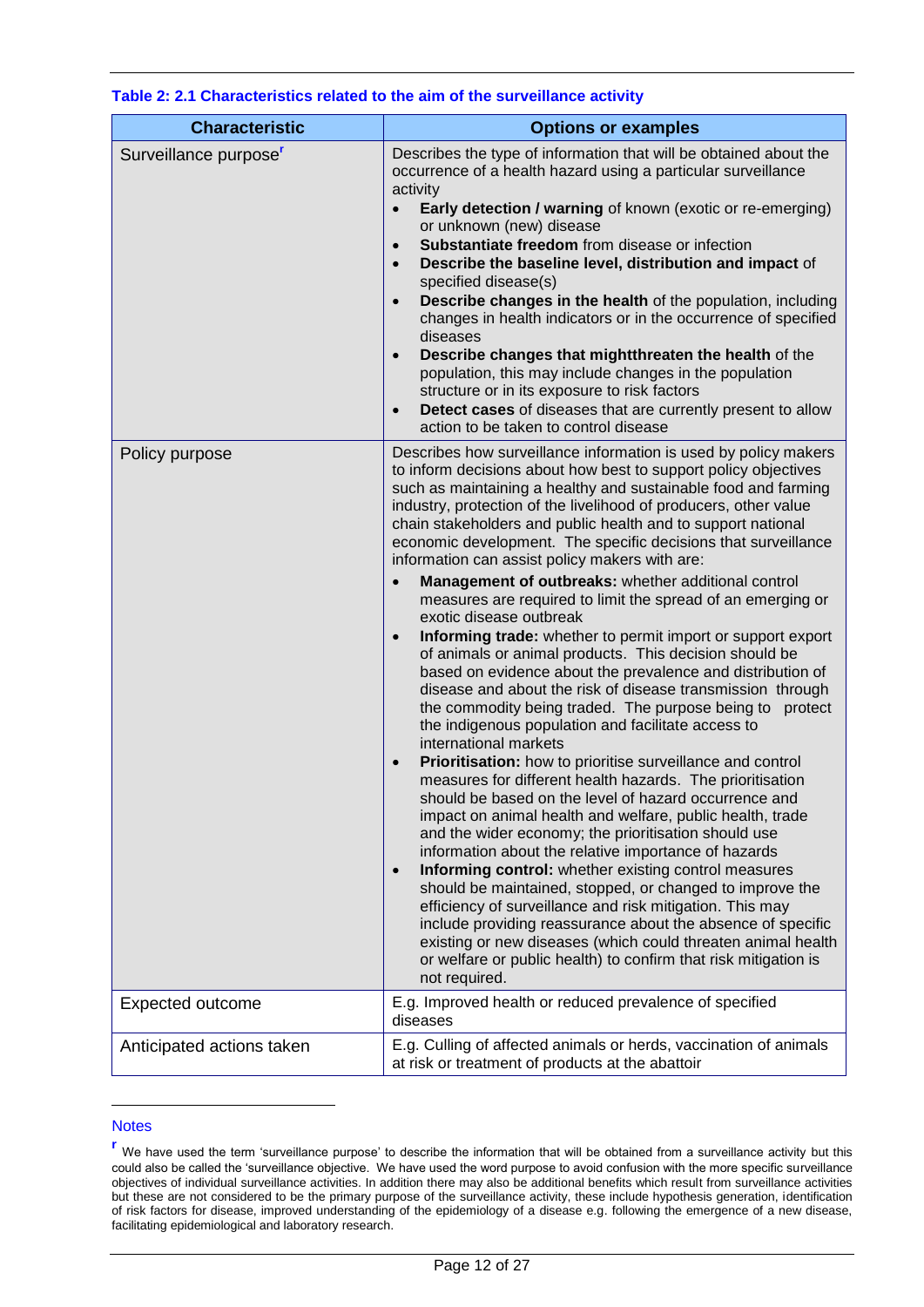**Table 2: 2.1 Characteristics related to the aim of the surveillance activity**

| Characteristic | Options or examples |
|---|---|
| Surveillance purpose[r] | Describes the type of information that will be obtained about the occurrence of a health hazard using a particular surveillance activity<br>• **Early detection / warning** of known (exotic or re-emerging) or unknown (new) disease<br>• **Substantiate freedom** from disease or infection<br>• **Describe the baseline level, distribution and impact** of specified disease(s)<br>• **Describe changes in the health** of the population, including changes in health indicators or in the occurrence of specified diseases<br>• **Describe changes that mightthreaten the health** of the population, this may include changes in the population structure or in its exposure to risk factors<br>• **Detect cases** of diseases that are currently present to allow action to be taken to control disease |
| Policy purpose | Describes how surveillance information is used by policy makers to inform decisions about how best to support policy objectives such as maintaining a healthy and sustainable food and farming industry, protection of the livelihood of producers, other value chain stakeholders and public health and to support national economic development. The specific decisions that surveillance information can assist policy makers with are:<br>• **Management of outbreaks:** whether additional control measures are required to limit the spread of an emerging or exotic disease outbreak<br>• **Informing trade:** whether to permit import or support export of animals or animal products. This decision should be based on evidence about the prevalence and distribution of disease and about the risk of disease transmission through the commodity being traded. The purpose being to protect the indigenous population and facilitate access to international markets<br>• **Prioritisation:** how to prioritise surveillance and control measures for different health hazards. The prioritisation should be based on the level of hazard occurrence and impact on animal health and welfare, public health, trade and the wider economy; the prioritisation should use information about the relative importance of hazards<br>• **Informing control:** whether existing control measures should be maintained, stopped, or changed to improve the efficiency of surveillance and risk mitigation. This may include providing reassurance about the absence of specific existing or new diseases (which could threaten animal health or welfare or public health) to confirm that risk mitigation is not required. |
| Expected outcome | E.g. Improved health or reduced prevalence of specified diseases |
| Anticipated actions taken | E.g. Culling of affected animals or herds, vaccination of animals at risk or treatment of products at the abattoir |

Notes

[r] We have used the term 'surveillance purpose' to describe the information that will be obtained from a surveillance activity but this could also be called the 'surveillance objective. We have used the word purpose to avoid confusion with the more specific surveillance objectives of individual surveillance activities. In addition there may also be additional benefits which result from surveillance activities but these are not considered to be the primary purpose of the surveillance activity, these include hypothesis generation, identification of risk factors for disease, improved understanding of the epidemiology of a disease e.g. following the emergence of a new disease, facilitating epidemiological and laboratory research.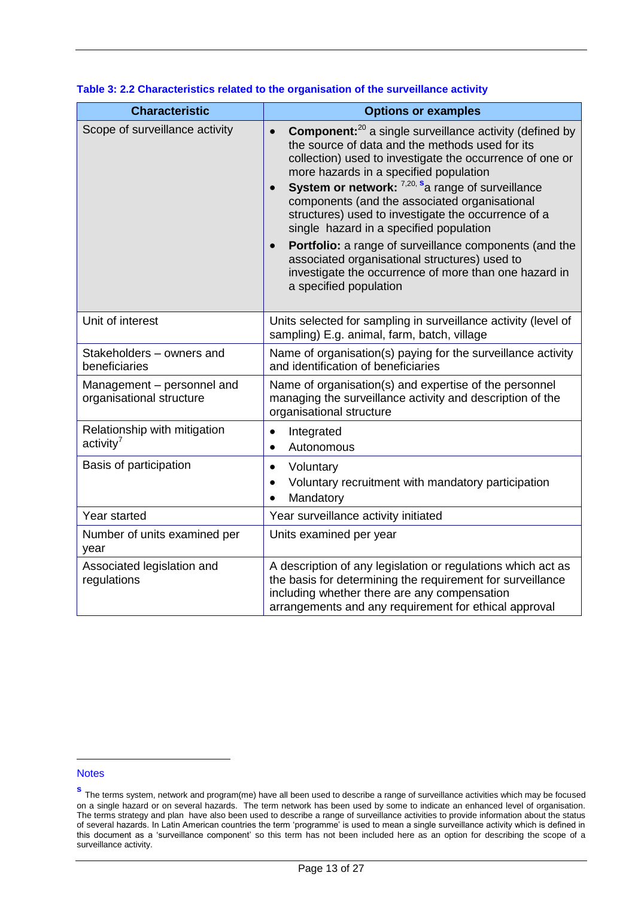**Table 3: 2.2 Characteristics related to the organisation of the surveillance activity**

| Characteristic | Options or examples |
|---|---|
| Scope of surveillance activity | • **Component:**[20] a single surveillance activity (defined by the source of data and the methods used for its collection) used to investigate the occurrence of one or more hazards in a specified population<br>• **System or network:** [7,20, s] a range of surveillance components (and the associated organisational structures) used to investigate the occurrence of a single hazard in a specified population<br>• **Portfolio:** a range of surveillance components (and the associated organisational structures) used to investigate the occurrence of more than one hazard in a specified population |
| Unit of interest | Units selected for sampling in surveillance activity (level of sampling) E.g. animal, farm, batch, village |
| Stakeholders – owners and beneficiaries | Name of organisation(s) paying for the surveillance activity and identification of beneficiaries |
| Management – personnel and organisational structure | Name of organisation(s) and expertise of the personnel managing the surveillance activity and description of the organisational structure |
| Relationship with mitigation activity[7] | • Integrated<br>• Autonomous |
| Basis of participation | • Voluntary<br>• Voluntary recruitment with mandatory participation<br>• Mandatory |
| Year started | Year surveillance activity initiated |
| Number of units examined per year | Units examined per year |
| Associated legislation and regulations | A description of any legislation or regulations which act as the basis for determining the requirement for surveillance including whether there are any compensation arrangements and any requirement for ethical approval |

Notes

[s] The terms system, network and program(me) have all been used to describe a range of surveillance activities which may be focused on a single hazard or on several hazards. The term network has been used by some to indicate an enhanced level of organisation. The terms strategy and plan have also been used to describe a range of surveillance activities to provide information about the status of several hazards. In Latin American countries the term 'programme' is used to mean a single surveillance activity which is defined in this document as a 'surveillance component' so this term has not been included here as an option for describing the scope of a surveillance activity.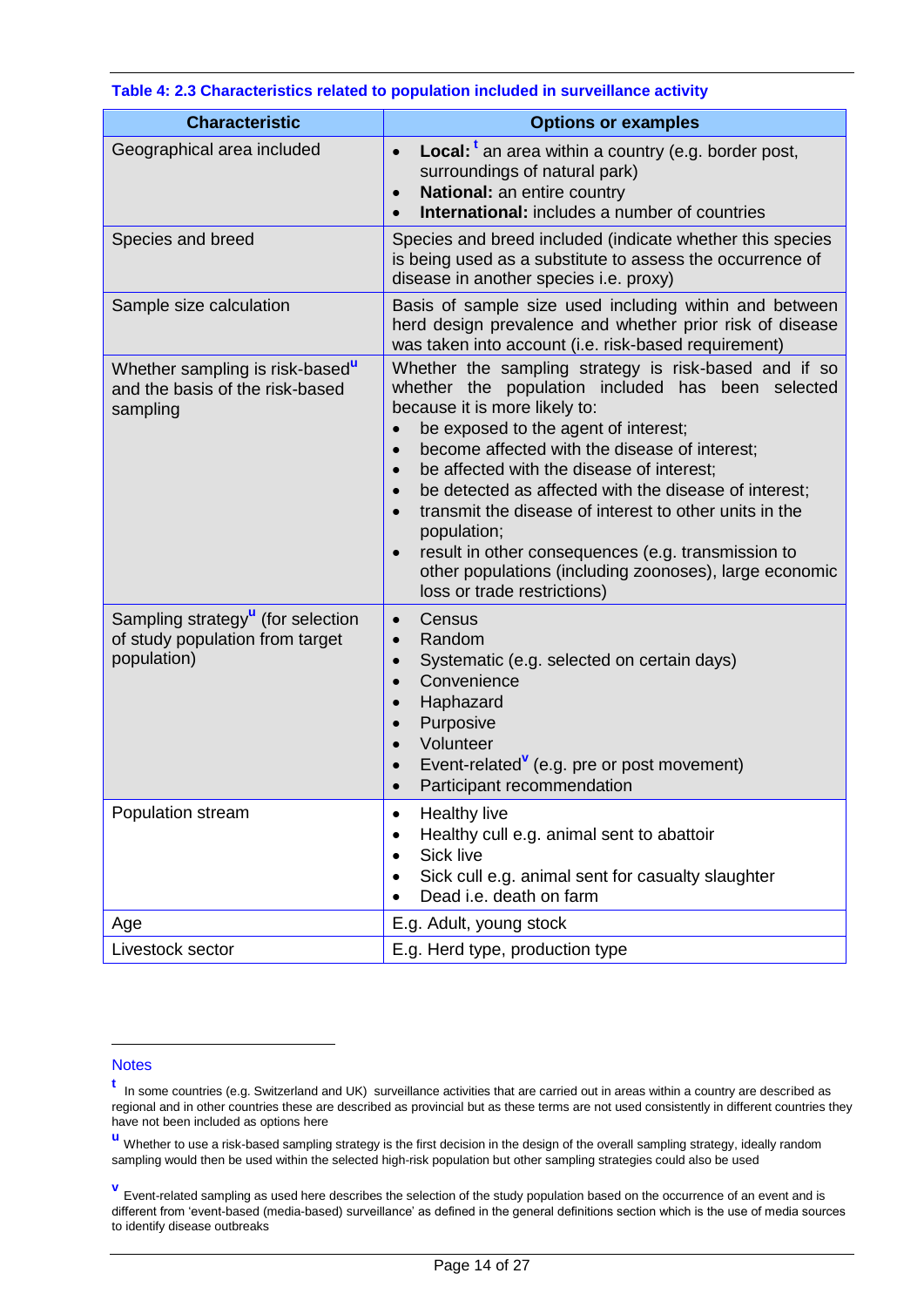**Table 4: 2.3 Characteristics related to population included in surveillance activity**

| Characteristic | Options or examples |
|---|---|
| Geographical area included | • **Local:** [t] an area within a country (e.g. border post, surroundings of natural park)<br>• **National:** an entire country<br>• **International:** includes a number of countries |
| Species and breed | Species and breed included (indicate whether this species is being used as a substitute to assess the occurrence of disease in another species i.e. proxy) |
| Sample size calculation | Basis of sample size used including within and between herd design prevalence and whether prior risk of disease was taken into account (i.e. risk-based requirement) |
| Whether sampling is risk-based[u] and the basis of the risk-based sampling | Whether the sampling strategy is risk-based and if so whether the population included has been selected because it is more likely to:<br>• be exposed to the agent of interest;<br>• become affected with the disease of interest;<br>• be affected with the disease of interest;<br>• be detected as affected with the disease of interest;<br>• transmit the disease of interest to other units in the population;<br>• result in other consequences (e.g. transmission to other populations (including zoonoses), large economic loss or trade restrictions) |
| Sampling strategy[u] (for selection of study population from target population) | • Census<br>• Random<br>• Systematic (e.g. selected on certain days)<br>• Convenience<br>• Haphazard<br>• Purposive<br>• Volunteer<br>• Event-related[v] (e.g. pre or post movement)<br>• Participant recommendation |
| Population stream | • Healthy live<br>• Healthy cull e.g. animal sent to abattoir<br>• Sick live<br>• Sick cull e.g. animal sent for casualty slaughter<br>• Dead i.e. death on farm |
| Age | E.g. Adult, young stock |
| Livestock sector | E.g. Herd type, production type |

Notes

[t] In some countries (e.g. Switzerland and UK) surveillance activities that are carried out in areas within a country are described as regional and in other countries these are described as provincial but as these terms are not used consistently in different countries they have not been included as options here

[u] Whether to use a risk-based sampling strategy is the first decision in the design of the overall sampling strategy, ideally random sampling would then be used within the selected high-risk population but other sampling strategies could also be used

[v] Event-related sampling as used here describes the selection of the study population based on the occurrence of an event and is different from 'event-based (media-based) surveillance' as defined in the general definitions section which is the use of media sources to identify disease outbreaks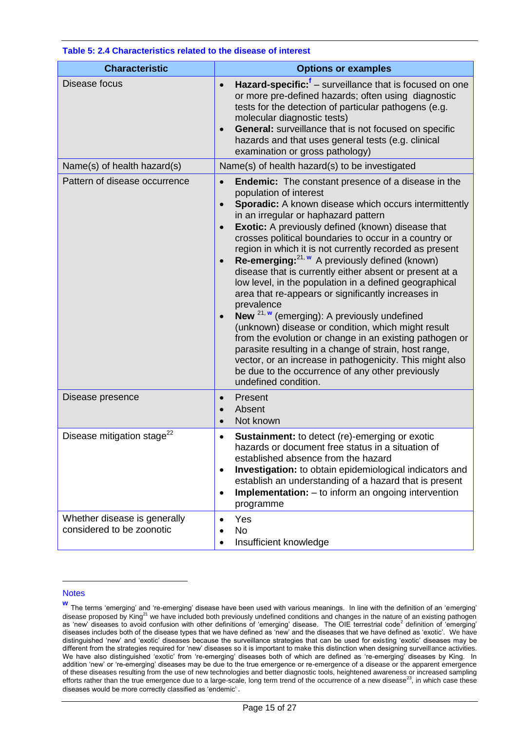**Table 5: 2.4 Characteristics related to the disease of interest**

| Characteristic | Options or examples |
|---|---|
| Disease focus | • **Hazard-specific:**[f] – surveillance that is focused on one or more pre-defined hazards; often using diagnostic tests for the detection of particular pathogens (e.g. molecular diagnostic tests)<br>• **General:** surveillance that is not focused on specific hazards and that uses general tests (e.g. clinical examination or gross pathology) |
| Name(s) of health hazard(s) | Name(s) of health hazard(s) to be investigated |
| Pattern of disease occurrence | • **Endemic:** The constant presence of a disease in the population of interest<br>• **Sporadic:** A known disease which occurs intermittently in an irregular or haphazard pattern<br>• **Exotic:** A previously defined (known) disease that crosses political boundaries to occur in a country or region in which it is not currently recorded as present<br>• **Re-emerging:**[21, w] A previously defined (known) disease that is currently either absent or present at a low level, in the population in a defined geographical area that re-appears or significantly increases in prevalence<br>• **New** [21, w] (emerging): A previously undefined (unknown) disease or condition, which might result from the evolution or change in an existing pathogen or parasite resulting in a change of strain, host range, vector, or an increase in pathogenicity. This might also be due to the occurrence of any other previously undefined condition. |
| Disease presence | • Present<br>• Absent<br>• Not known |
| Disease mitigation stage[22] | • **Sustainment:** to detect (re)-emerging or exotic hazards or document free status in a situation of established absence from the hazard<br>• **Investigation:** to obtain epidemiological indicators and establish an understanding of a hazard that is present<br>• **Implementation:** – to inform an ongoing intervention programme |
| Whether disease is generally considered to be zoonotic | • Yes<br>• No<br>• Insufficient knowledge |

Notes

[w] The terms 'emerging' and 're-emerging' disease have been used with various meanings. In line with the definition of an 'emerging' disease proposed by King[21] we have included both previously undefined conditions and changes in the nature of an existing pathogen as 'new' diseases to avoid confusion with other definitions of 'emerging' disease. The OIE terrestrial code[2] definition of 'emerging' diseases includes both of the disease types that we have defined as 'new' and the diseases that we have defined as 'exotic'. We have distinguished 'new' and 'exotic' diseases because the surveillance strategies that can be used for existing 'exotic' diseases may be different from the strategies required for 'new' diseases so it is important to make this distinction when designing surveillance activities. We have also distinguished 'exotic' from 're-emerging' diseases both of which are defined as 're-emerging' diseases by King. In addition 'new' or 're-emerging' diseases may be due to the true emergence or re-emergence of a disease or the apparent emergence of these diseases resulting from the use of new technologies and better diagnostic tools, heightened awareness or increased sampling efforts rather than the true emergence due to a large-scale, long term trend of the occurrence of a new disease[23], in which case these diseases would be more correctly classified as 'endemic'.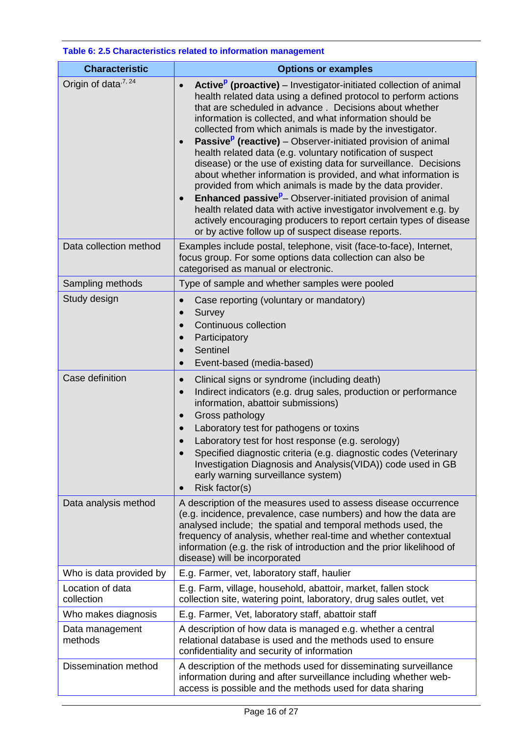**Table 6: 2.5 Characteristics related to information management**

| Characteristic | Options or examples |
| --- | --- |
| Origin of data[7, 24] | • **Active[P] (proactive)** – Investigator-initiated collection of animal health related data using a defined protocol to perform actions that are scheduled in advance . Decisions about whether information is collected, and what information should be collected from which animals is made by the investigator.<br>• **Passive[P] (reactive)** – Observer-initiated provision of animal health related data (e.g. voluntary notification of suspect disease) or the use of existing data for surveillance. Decisions about whether information is provided, and what information is provided from which animals is made by the data provider.<br>• **Enhanced passive[P]**– Observer-initiated provision of animal health related data with active investigator involvement e.g. by actively encouraging producers to report certain types of disease or by active follow up of suspect disease reports. |
| Data collection method | Examples include postal, telephone, visit (face-to-face), Internet, focus group. For some options data collection can also be categorised as manual or electronic. |
| Sampling methods | Type of sample and whether samples were pooled |
| Study design | • Case reporting (voluntary or mandatory)<br>• Survey<br>• Continuous collection<br>• Participatory<br>• Sentinel<br>• Event-based (media-based) |
| Case definition | • Clinical signs or syndrome (including death)<br>• Indirect indicators (e.g. drug sales, production or performance information, abattoir submissions)<br>• Gross pathology<br>• Laboratory test for pathogens or toxins<br>• Laboratory test for host response (e.g. serology)<br>• Specified diagnostic criteria (e.g. diagnostic codes (Veterinary Investigation Diagnosis and Analysis(VIDA)) code used in GB early warning surveillance system)<br>• Risk factor(s) |
| Data analysis method | A description of the measures used to assess disease occurrence (e.g. incidence, prevalence, case numbers) and how the data are analysed include; the spatial and temporal methods used, the frequency of analysis, whether real-time and whether contextual information (e.g. the risk of introduction and the prior likelihood of disease) will be incorporated |
| Who is data provided by | E.g. Farmer, vet, laboratory staff, haulier |
| Location of data collection | E.g. Farm, village, household, abattoir, market, fallen stock collection site, watering point, laboratory, drug sales outlet, vet |
| Who makes diagnosis | E.g. Farmer, Vet, laboratory staff, abattoir staff |
| Data management methods | A description of how data is managed e.g. whether a central relational database is used and the methods used to ensure confidentiality and security of information |
| Dissemination method | A description of the methods used for disseminating surveillance information during and after surveillance including whether web-access is possible and the methods used for data sharing |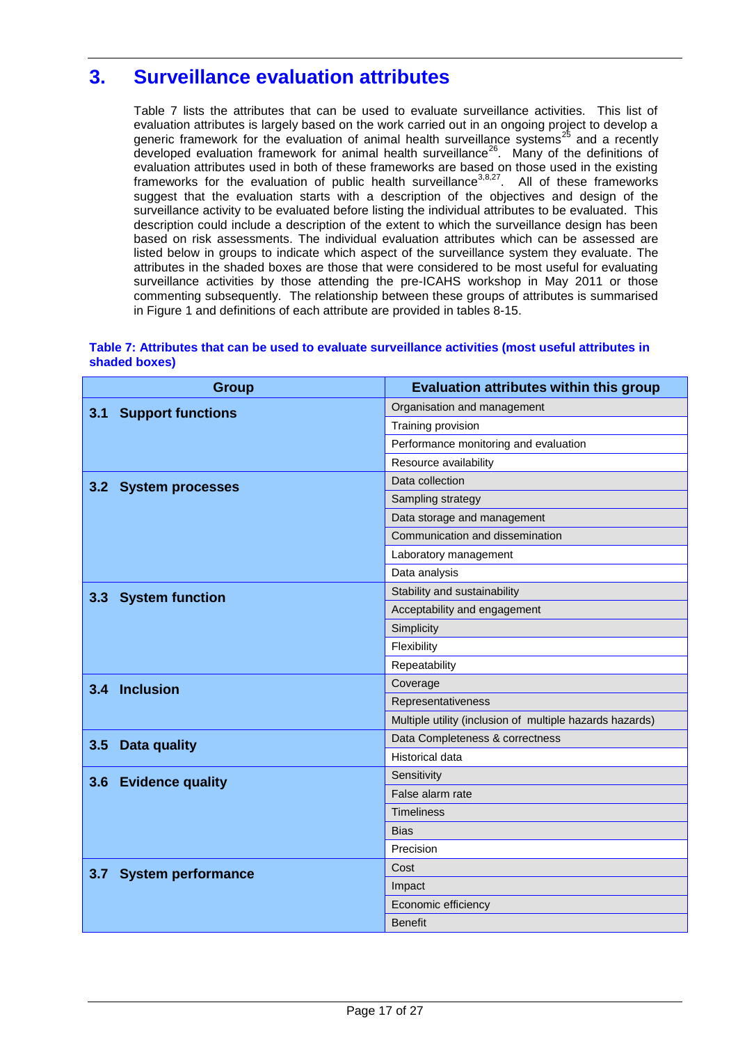# 3. Surveillance evaluation attributes

Table 7 lists the attributes that can be used to evaluate surveillance activities. This list of evaluation attributes is largely based on the work carried out in an ongoing project to develop a generic framework for the evaluation of animal health surveillance systems[25] and a recently developed evaluation framework for animal health surveillance[26]. Many of the definitions of evaluation attributes used in both of these frameworks are based on those used in the existing frameworks for the evaluation of public health surveillance[3,8,27]. All of these frameworks suggest that the evaluation starts with a description of the objectives and design of the surveillance activity to be evaluated before listing the individual attributes to be evaluated. This description could include a description of the extent to which the surveillance design has been based on risk assessments. The individual evaluation attributes which can be assessed are listed below in groups to indicate which aspect of the surveillance system they evaluate. The attributes in the shaded boxes are those that were considered to be most useful for evaluating surveillance activities by those attending the pre-ICAHS workshop in May 2011 or those commenting subsequently. The relationship between these groups of attributes is summarised in Figure 1 and definitions of each attribute are provided in tables 8-15.

**Table 7: Attributes that can be used to evaluate surveillance activities (most useful attributes in shaded boxes)**

| Group | Evaluation attributes within this group |
|---|---|
| 3.1 Support functions | Organisation and management |
| | Training provision |
| | Performance monitoring and evaluation |
| | Resource availability |
| 3.2 System processes | Data collection |
| | Sampling strategy |
| | Data storage and management |
| | Communication and dissemination |
| | Laboratory management |
| | Data analysis |
| 3.3 System function | Stability and sustainability |
| | Acceptability and engagement |
| | Simplicity |
| | Flexibility |
| | Repeatability |
| 3.4 Inclusion | Coverage |
| | Representativeness |
| | Multiple utility (inclusion of multiple hazards hazards) |
| 3.5 Data quality | Data Completeness & correctness |
| | Historical data |
| 3.6 Evidence quality | Sensitivity |
| | False alarm rate |
| | Timeliness |
| | Bias |
| | Precision |
| 3.7 System performance | Cost |
| | Impact |
| | Economic efficiency |
| | Benefit |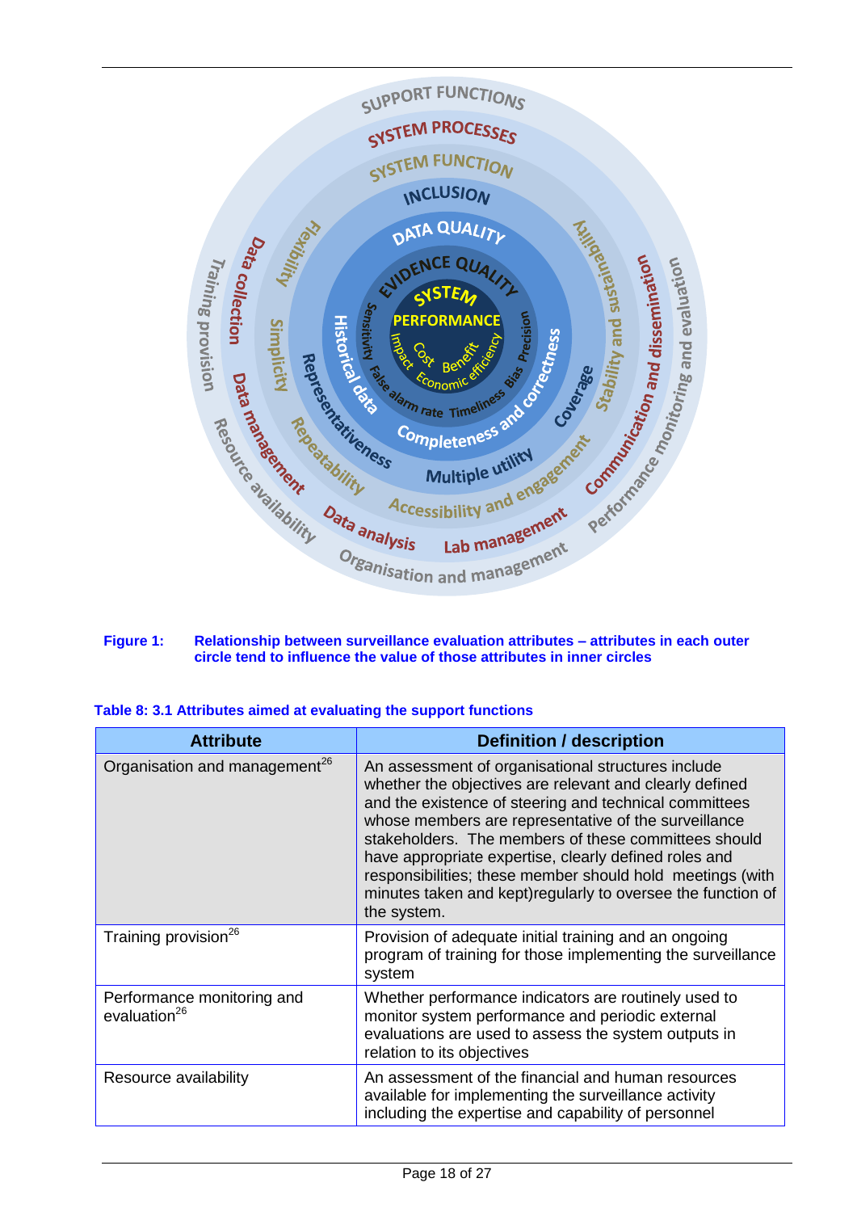**Figure 1: Relationship between surveillance evaluation attributes – attributes in each outer circle tend to influence the value of those attributes in inner circles**

**Table 8: 3.1 Attributes aimed at evaluating the support functions**

| Attribute | Definition / description |
|---|---|
| Organisation and management[26] | An assessment of organisational structures include whether the objectives are relevant and clearly defined and the existence of steering and technical committees whose members are representative of the surveillance stakeholders. The members of these committees should have appropriate expertise, clearly defined roles and responsibilities; these member should hold meetings (with minutes taken and kept)regularly to oversee the function of the system. |
| Training provision[26] | Provision of adequate initial training and an ongoing program of training for those implementing the surveillance system |
| Performance monitoring and evaluation[26] | Whether performance indicators are routinely used to monitor system performance and periodic external evaluations are used to assess the system outputs in relation to its objectives |
| Resource availability | An assessment of the financial and human resources available for implementing the surveillance activity including the expertise and capability of personnel |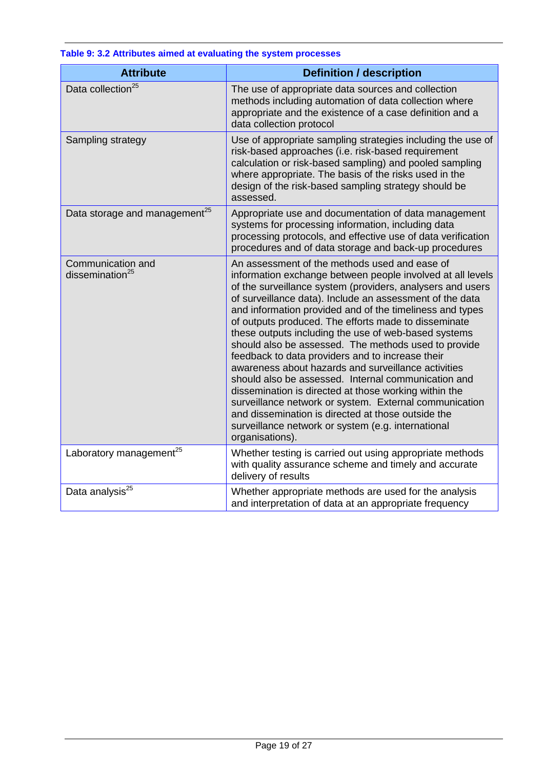**Table 9: 3.2 Attributes aimed at evaluating the system processes**

| Attribute | Definition / description |
|---|---|
| Data collection[25] | The use of appropriate data sources and collection methods including automation of data collection where appropriate and the existence of a case definition and a data collection protocol |
| Sampling strategy | Use of appropriate sampling strategies including the use of risk-based approaches (i.e. risk-based requirement calculation or risk-based sampling) and pooled sampling where appropriate. The basis of the risks used in the design of the risk-based sampling strategy should be assessed. |
| Data storage and management[25] | Appropriate use and documentation of data management systems for processing information, including data processing protocols, and effective use of data verification procedures and of data storage and back-up procedures |
| Communication and dissemination[25] | An assessment of the methods used and ease of information exchange between people involved at all levels of the surveillance system (providers, analysers and users of surveillance data). Include an assessment of the data and information provided and of the timeliness and types of outputs produced. The efforts made to disseminate these outputs including the use of web-based systems should also be assessed. The methods used to provide feedback to data providers and to increase their awareness about hazards and surveillance activities should also be assessed. Internal communication and dissemination is directed at those working within the surveillance network or system. External communication and dissemination is directed at those outside the surveillance network or system (e.g. international organisations). |
| Laboratory management[25] | Whether testing is carried out using appropriate methods with quality assurance scheme and timely and accurate delivery of results |
| Data analysis[25] | Whether appropriate methods are used for the analysis and interpretation of data at an appropriate frequency |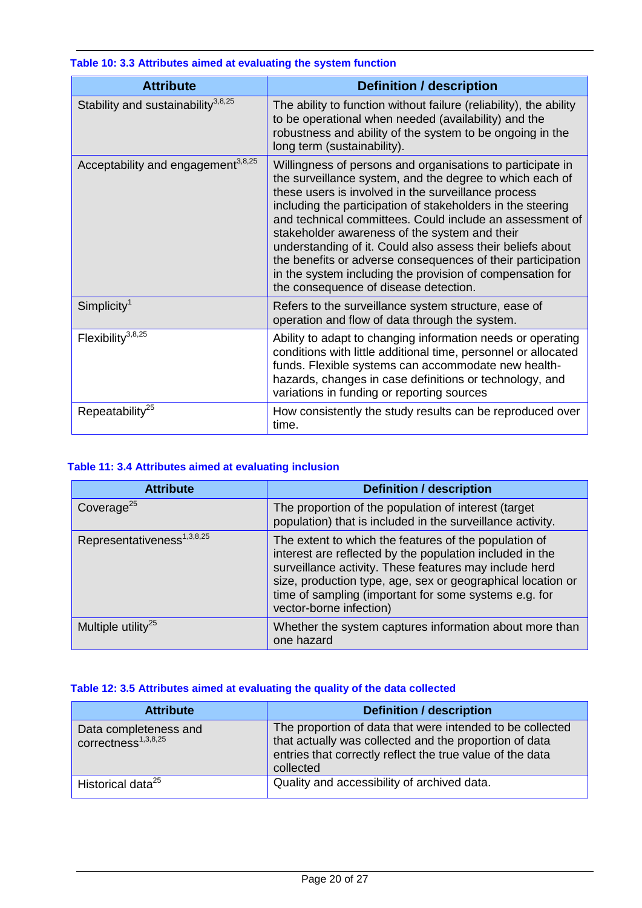**Table 10: 3.3 Attributes aimed at evaluating the system function**

| Attribute | Definition / description |
|---|---|
| Stability and sustainability[3,8,25] | The ability to function without failure (reliability), the ability to be operational when needed (availability) and the robustness and ability of the system to be ongoing in the long term (sustainability). |
| Acceptability and engagement[3,8,25] | Willingness of persons and organisations to participate in the surveillance system, and the degree to which each of these users is involved in the surveillance process including the participation of stakeholders in the steering and technical committees. Could include an assessment of stakeholder awareness of the system and their understanding of it. Could also assess their beliefs about the benefits or adverse consequences of their participation in the system including the provision of compensation for the consequence of disease detection. |
| Simplicity[1] | Refers to the surveillance system structure, ease of operation and flow of data through the system. |
| Flexibility[3,8,25] | Ability to adapt to changing information needs or operating conditions with little additional time, personnel or allocated funds. Flexible systems can accommodate new health-hazards, changes in case definitions or technology, and variations in funding or reporting sources |
| Repeatability[25] | How consistently the study results can be reproduced over time. |

**Table 11: 3.4 Attributes aimed at evaluating inclusion**

| Attribute | Definition / description |
|---|---|
| Coverage[25] | The proportion of the population of interest (target population) that is included in the surveillance activity. |
| Representativeness[1,3,8,25] | The extent to which the features of the population of interest are reflected by the population included in the surveillance activity. These features may include herd size, production type, age, sex or geographical location or time of sampling (important for some systems e.g. for vector-borne infection) |
| Multiple utility[25] | Whether the system captures information about more than one hazard |

**Table 12: 3.5 Attributes aimed at evaluating the quality of the data collected**

| Attribute | Definition / description |
|---|---|
| Data completeness and correctness[1,3,8,25] | The proportion of data that were intended to be collected that actually was collected and the proportion of data entries that correctly reflect the true value of the data collected |
| Historical data[25] | Quality and accessibility of archived data. |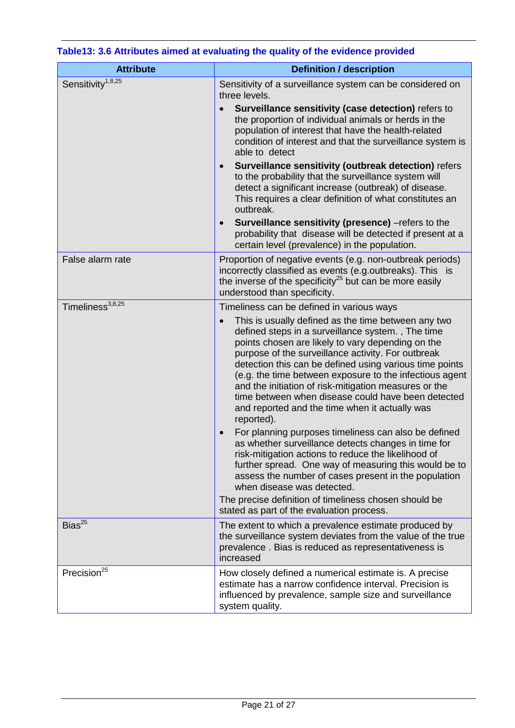**Table13: 3.6 Attributes aimed at evaluating the quality of the evidence provided**

| Attribute | Definition / description |
|---|---|
| Sensitivity[1,8,25] | Sensitivity of a surveillance system can be considered on three levels.<br>• **Surveillance sensitivity (case detection)** refers to the proportion of individual animals or herds in the population of interest that have the health-related condition of interest and that the surveillance system is able to detect<br>• **Surveillance sensitivity (outbreak detection)** refers to the probability that the surveillance system will detect a significant increase (outbreak) of disease. This requires a clear definition of what constitutes an outbreak.<br>• **Surveillance sensitivity (presence)** –refers to the probability that disease will be detected if present at a certain level (prevalence) in the population. |
| False alarm rate | Proportion of negative events (e.g. non-outbreak periods) incorrectly classified as events (e.g.outbreaks). This is the inverse of the specificity[25] but can be more easily understood than specificity. |
| Timeliness[3,8,25] | Timeliness can be defined in various ways<br>• This is usually defined as the time between any two defined steps in a surveillance system. , The time points chosen are likely to vary depending on the purpose of the surveillance activity. For outbreak detection this can be defined using various time points (e.g. the time between exposure to the infectious agent and the initiation of risk-mitigation measures or the time between when disease could have been detected and reported and the time when it actually was reported).<br>• For planning purposes timeliness can also be defined as whether surveillance detects changes in time for risk-mitigation actions to reduce the likelihood of further spread. One way of measuring this would be to assess the number of cases present in the population when disease was detected.<br>The precise definition of timeliness chosen should be stated as part of the evaluation process. |
| Bias[25] | The extent to which a prevalence estimate produced by the surveillance system deviates from the value of the true prevalence . Bias is reduced as representativeness is increased |
| Precision[25] | How closely defined a numerical estimate is. A precise estimate has a narrow confidence interval. Precision is influenced by prevalence, sample size and surveillance system quality. |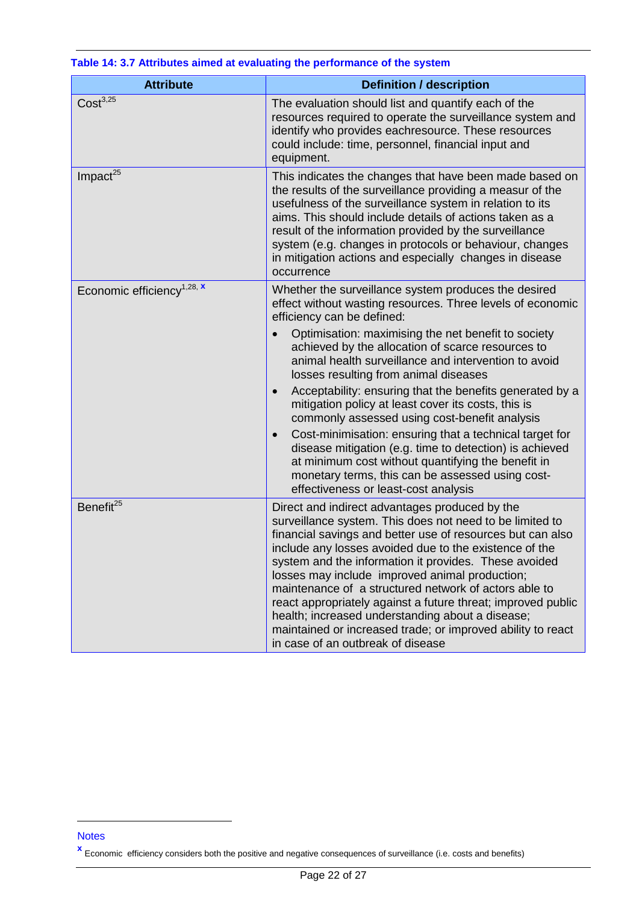**Table 14: 3.7 Attributes aimed at evaluating the performance of the system**

| Attribute | Definition / description |
|---|---|
| Cost[3,25] | The evaluation should list and quantify each of the resources required to operate the surveillance system and identify who provides eachresource. These resources could include: time, personnel, financial input and equipment. |
| Impact[25] | This indicates the changes that have been made based on the results of the surveillance providing a measur of the usefulness of the surveillance system in relation to its aims. This should include details of actions taken as a result of the information provided by the surveillance system (e.g. changes in protocols or behaviour, changes in mitigation actions and especially changes in disease occurrence |
| Economic efficiency[1,28, x] | Whether the surveillance system produces the desired effect without wasting resources. Three levels of economic efficiency can be defined: <br>• Optimisation: maximising the net benefit to society achieved by the allocation of scarce resources to animal health surveillance and intervention to avoid losses resulting from animal diseases <br>• Acceptability: ensuring that the benefits generated by a mitigation policy at least cover its costs, this is commonly assessed using cost-benefit analysis <br>• Cost-minimisation: ensuring that a technical target for disease mitigation (e.g. time to detection) is achieved at minimum cost without quantifying the benefit in monetary terms, this can be assessed using cost-effectiveness or least-cost analysis |
| Benefit[25] | Direct and indirect advantages produced by the surveillance system. This does not need to be limited to financial savings and better use of resources but can also include any losses avoided due to the existence of the system and the information it provides. These avoided losses may include improved animal production; maintenance of a structured network of actors able to react appropriately against a future threat; improved public health; increased understanding about a disease; maintained or increased trade; or improved ability to react in case of an outbreak of disease |

Notes

[x] Economic efficiency considers both the positive and negative consequences of surveillance (i.e. costs and benefits)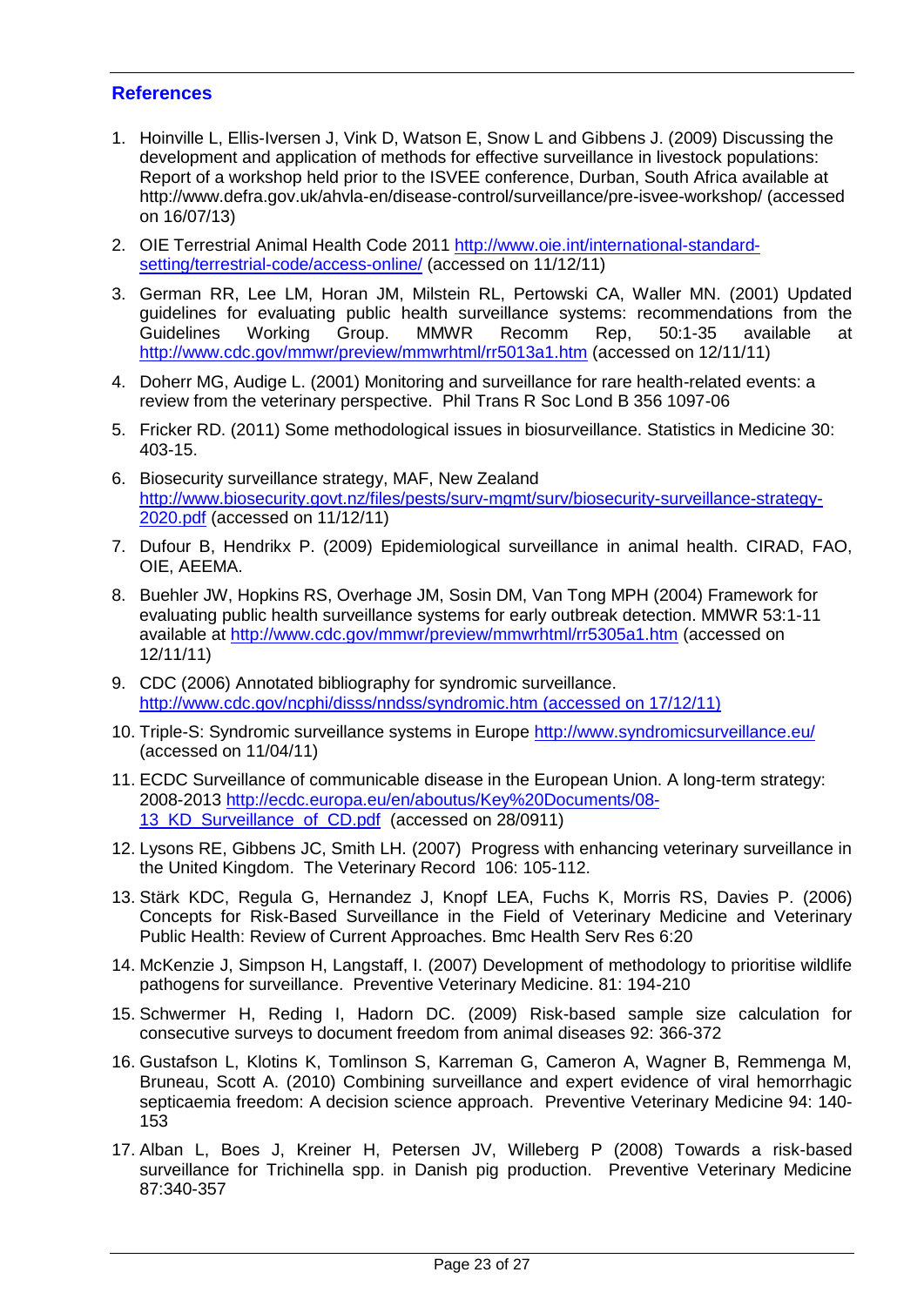## References

1. Hoinville L, Ellis-Iversen J, Vink D, Watson E, Snow L and Gibbens J. (2009) Discussing the development and application of methods for effective surveillance in livestock populations: Report of a workshop held prior to the ISVEE conference, Durban, South Africa available at http://www.defra.gov.uk/ahvla-en/disease-control/surveillance/pre-isvee-workshop/ (accessed on 16/07/13)
2. OIE Terrestrial Animal Health Code 2011 http://www.oie.int/international-standard-setting/terrestrial-code/access-online/ (accessed on 11/12/11)
3. German RR, Lee LM, Horan JM, Milstein RL, Pertowski CA, Waller MN. (2001) Updated guidelines for evaluating public health surveillance systems: recommendations from the Guidelines Working Group. MMWR Recomm Rep, 50:1-35 available at http://www.cdc.gov/mmwr/preview/mmwrhtml/rr5013a1.htm (accessed on 12/11/11)
4. Doherr MG, Audige L. (2001) Monitoring and surveillance for rare health-related events: a review from the veterinary perspective. Phil Trans R Soc Lond B 356 1097-06
5. Fricker RD. (2011) Some methodological issues in biosurveillance. Statistics in Medicine 30: 403-15.
6. Biosecurity surveillance strategy, MAF, New Zealand http://www.biosecurity.govt.nz/files/pests/surv-mgmt/surv/biosecurity-surveillance-strategy-2020.pdf (accessed on 11/12/11)
7. Dufour B, Hendrikx P. (2009) Epidemiological surveillance in animal health. CIRAD, FAO, OIE, AEEMA.
8. Buehler JW, Hopkins RS, Overhage JM, Sosin DM, Van Tong MPH (2004) Framework for evaluating public health surveillance systems for early outbreak detection. MMWR 53:1-11 available at http://www.cdc.gov/mmwr/preview/mmwrhtml/rr5305a1.htm (accessed on 12/11/11)
9. CDC (2006) Annotated bibliography for syndromic surveillance. http://www.cdc.gov/ncphi/disss/nndss/syndromic.htm (accessed on 17/12/11)
10. Triple-S: Syndromic surveillance systems in Europe http://www.syndromicsurveillance.eu/ (accessed on 11/04/11)
11. ECDC Surveillance of communicable disease in the European Union. A long-term strategy: 2008-2013 http://ecdc.europa.eu/en/aboutus/Key%20Documents/08-13_KD_Surveillance_of_CD.pdf (accessed on 28/0911)
12. Lysons RE, Gibbens JC, Smith LH. (2007) Progress with enhancing veterinary surveillance in the United Kingdom. The Veterinary Record 106: 105-112.
13. Stärk KDC, Regula G, Hernandez J, Knopf LEA, Fuchs K, Morris RS, Davies P. (2006) Concepts for Risk-Based Surveillance in the Field of Veterinary Medicine and Veterinary Public Health: Review of Current Approaches. Bmc Health Serv Res 6:20
14. McKenzie J, Simpson H, Langstaff, I. (2007) Development of methodology to prioritise wildlife pathogens for surveillance. Preventive Veterinary Medicine. 81: 194-210
15. Schwermer H, Reding I, Hadorn DC. (2009) Risk-based sample size calculation for consecutive surveys to document freedom from animal diseases 92: 366-372
16. Gustafson L, Klotins K, Tomlinson S, Karreman G, Cameron A, Wagner B, Remmenga M, Bruneau, Scott A. (2010) Combining surveillance and expert evidence of viral hemorrhagic septicaemia freedom: A decision science approach. Preventive Veterinary Medicine 94: 140-153
17. Alban L, Boes J, Kreiner H, Petersen JV, Willeberg P (2008) Towards a risk-based surveillance for Trichinella spp. in Danish pig production. Preventive Veterinary Medicine 87:340-357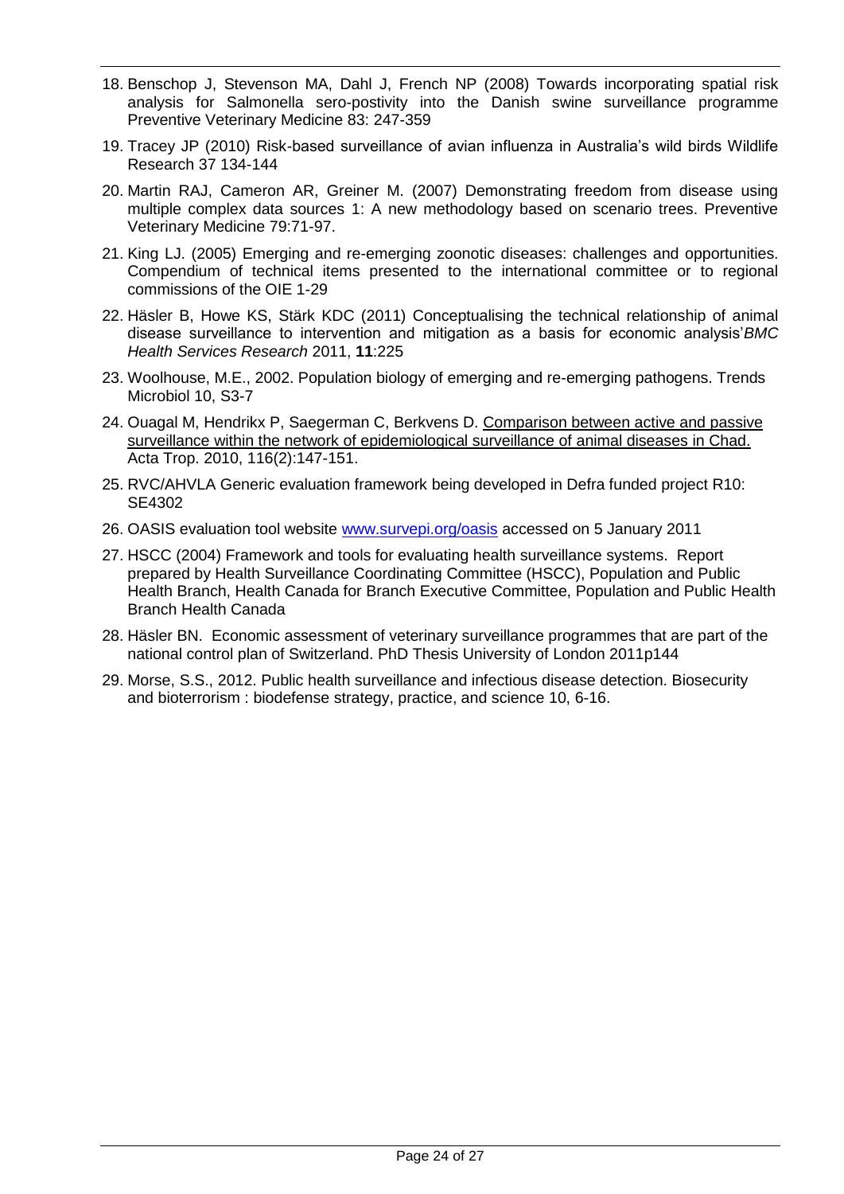18. Benschop J, Stevenson MA, Dahl J, French NP (2008) Towards incorporating spatial risk analysis for Salmonella sero-postivity into the Danish swine surveillance programme Preventive Veterinary Medicine 83: 247-359
19. Tracey JP (2010) Risk-based surveillance of avian influenza in Australia's wild birds Wildlife Research 37 134-144
20. Martin RAJ, Cameron AR, Greiner M. (2007) Demonstrating freedom from disease using multiple complex data sources 1: A new methodology based on scenario trees. Preventive Veterinary Medicine 79:71-97.
21. King LJ. (2005) Emerging and re-emerging zoonotic diseases: challenges and opportunities. Compendium of technical items presented to the international committee or to regional commissions of the OIE 1-29
22. Häsler B, Howe KS, Stärk KDC (2011) Conceptualising the technical relationship of animal disease surveillance to intervention and mitigation as a basis for economic analysis'*BMC Health Services Research* 2011, **11**:225
23. Woolhouse, M.E., 2002. Population biology of emerging and re-emerging pathogens. Trends Microbiol 10, S3-7
24. Ouagal M, Hendrikx P, Saegerman C, Berkvens D. Comparison between active and passive surveillance within the network of epidemiological surveillance of animal diseases in Chad. Acta Trop. 2010, 116(2):147-151.
25. RVC/AHVLA Generic evaluation framework being developed in Defra funded project R10: SE4302
26. OASIS evaluation tool website [www.survepi.org/oasis](www.survepi.org/oasis) accessed on 5 January 2011
27. HSCC (2004) Framework and tools for evaluating health surveillance systems. Report prepared by Health Surveillance Coordinating Committee (HSCC), Population and Public Health Branch, Health Canada for Branch Executive Committee, Population and Public Health Branch Health Canada
28. Häsler BN. Economic assessment of veterinary surveillance programmes that are part of the national control plan of Switzerland. PhD Thesis University of London 2011p144
29. Morse, S.S., 2012. Public health surveillance and infectious disease detection. Biosecurity and bioterrorism : biodefense strategy, practice, and science 10, 6-16.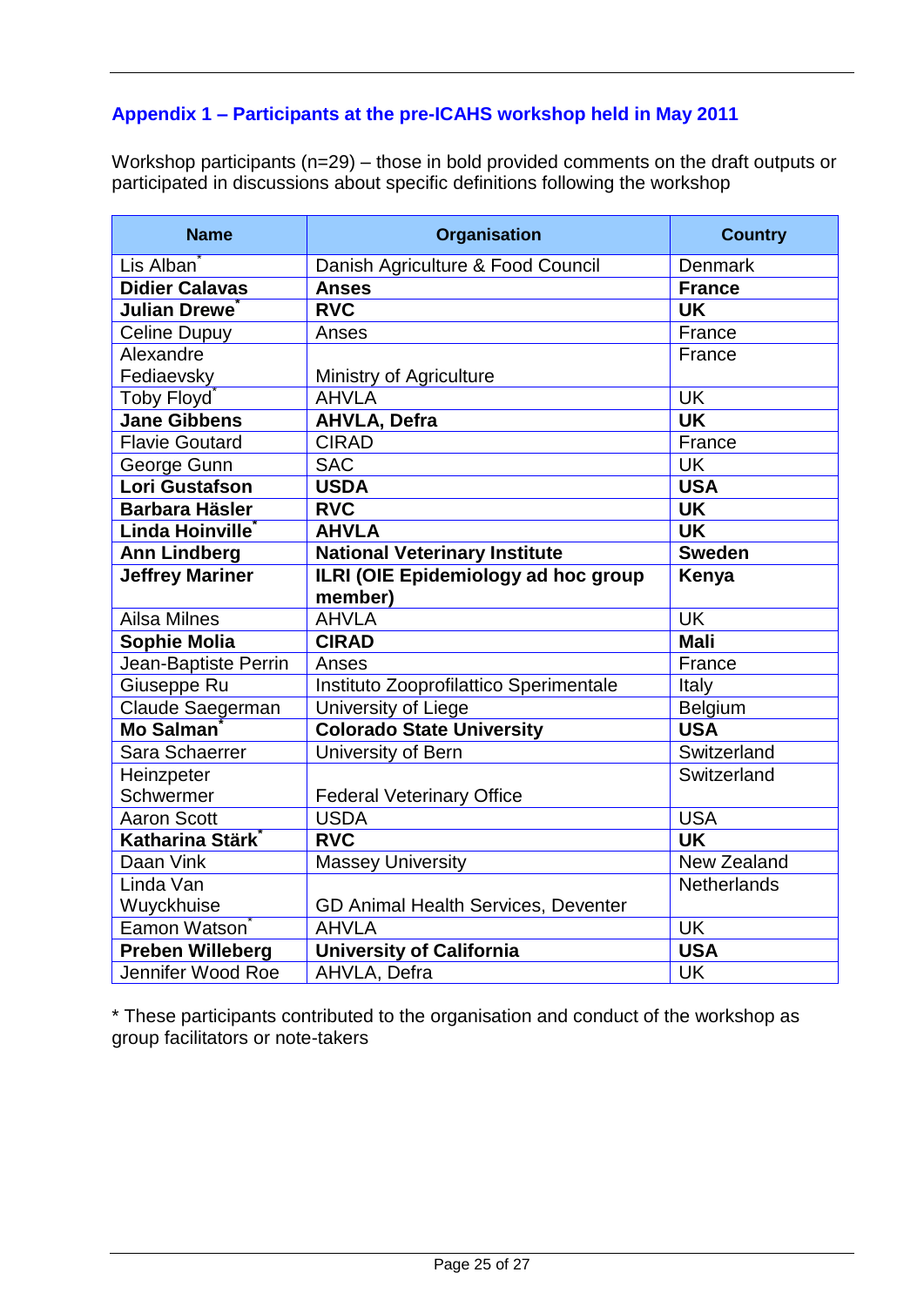## Appendix 1 – Participants at the pre-ICAHS workshop held in May 2011

Workshop participants (n=29) – those in bold provided comments on the draft outputs or participated in discussions about specific definitions following the workshop

| Name | Organisation | Country |
|---|---|---|
| Lis Alban* | Danish Agriculture & Food Council | Denmark |
| **Didier Calavas** | **Anses** | **France** |
| **Julian Drewe*** | **RVC** | **UK** |
| Celine Dupuy | Anses | France |
| Alexandre Fediaevsky | Ministry of Agriculture | France |
| Toby Floyd* | AHVLA | UK |
| **Jane Gibbens** | **AHVLA, Defra** | **UK** |
| Flavie Goutard | CIRAD | France |
| George Gunn | SAC | UK |
| **Lori Gustafson** | **USDA** | **USA** |
| **Barbara Häsler** | **RVC** | **UK** |
| **Linda Hoinville*** | **AHVLA** | **UK** |
| **Ann Lindberg** | **National Veterinary Institute** | **Sweden** |
| **Jeffrey Mariner** | **ILRI (OIE Epidemiology ad hoc group member)** | **Kenya** |
| Ailsa Milnes | AHVLA | UK |
| **Sophie Molia** | **CIRAD** | **Mali** |
| Jean-Baptiste Perrin | Anses | France |
| Giuseppe Ru | Instituto Zooprofilattico Sperimentale | Italy |
| Claude Saegerman | University of Liege | Belgium |
| **Mo Salman*** | **Colorado State University** | **USA** |
| Sara Schaerrer | University of Bern | Switzerland |
| Heinzpeter Schwermer | Federal Veterinary Office | Switzerland |
| Aaron Scott | USDA | USA |
| **Katharina Stärk*** | **RVC** | **UK** |
| Daan Vink | Massey University | New Zealand |
| Linda Van Wuyckhuise | GD Animal Health Services, Deventer | Netherlands |
| Eamon Watson* | AHVLA | UK |
| **Preben Willeberg** | **University of California** | **USA** |
| Jennifer Wood Roe | AHVLA, Defra | UK |

\* These participants contributed to the organisation and conduct of the workshop as group facilitators or note-takers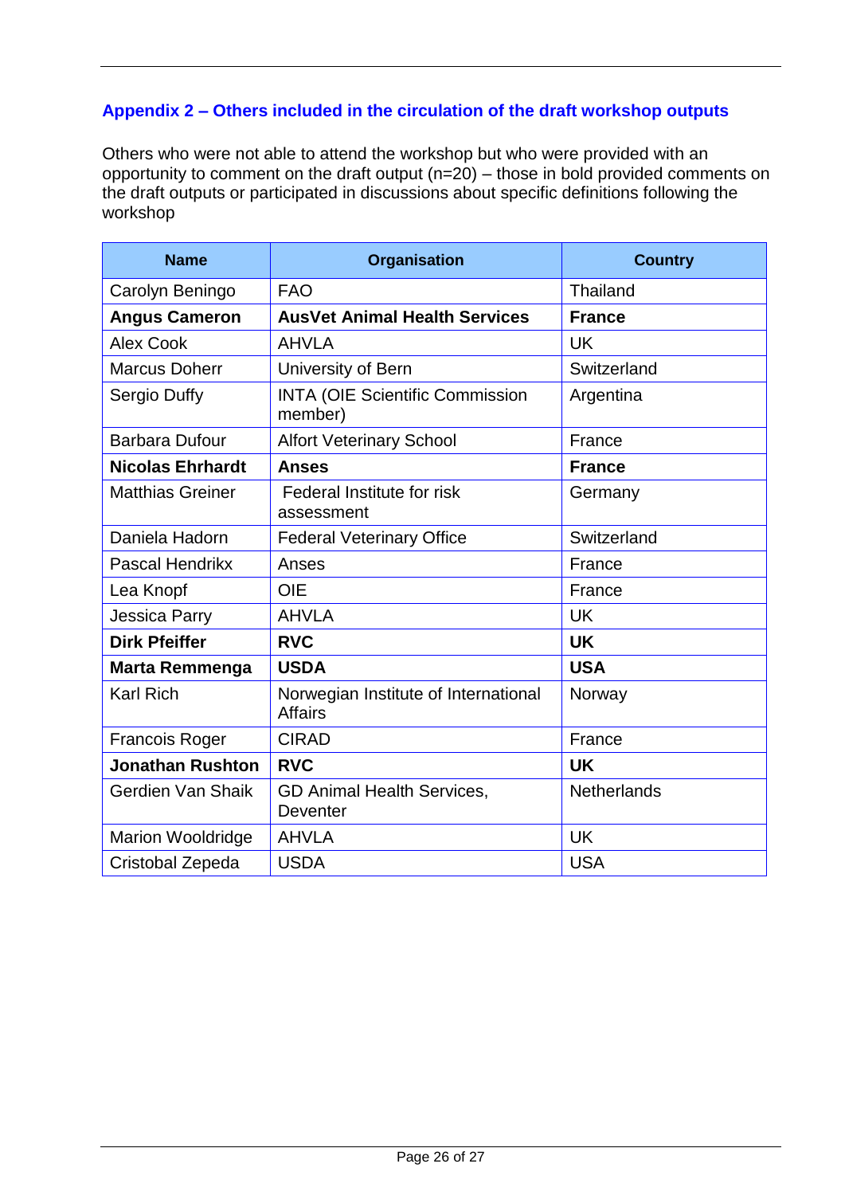## Appendix 2 – Others included in the circulation of the draft workshop outputs

Others who were not able to attend the workshop but who were provided with an opportunity to comment on the draft output (n=20) – those in bold provided comments on the draft outputs or participated in discussions about specific definitions following the workshop

| Name | Organisation | Country |
|---|---|---|
| Carolyn Beningo | FAO | Thailand |
| **Angus Cameron** | **AusVet Animal Health Services** | **France** |
| Alex Cook | AHVLA | UK |
| Marcus Doherr | University of Bern | Switzerland |
| Sergio Duffy | INTA (OIE Scientific Commission member) | Argentina |
| Barbara Dufour | Alfort Veterinary School | France |
| **Nicolas Ehrhardt** | **Anses** | **France** |
| Matthias Greiner | Federal Institute for risk assessment | Germany |
| Daniela Hadorn | Federal Veterinary Office | Switzerland |
| Pascal Hendrikx | Anses | France |
| Lea Knopf | OIE | France |
| Jessica Parry | AHVLA | UK |
| **Dirk Pfeiffer** | **RVC** | **UK** |
| **Marta Remmenga** | **USDA** | **USA** |
| Karl Rich | Norwegian Institute of International Affairs | Norway |
| Francois Roger | CIRAD | France |
| **Jonathan Rushton** | **RVC** | **UK** |
| Gerdien Van Shaik | GD Animal Health Services, Deventer | Netherlands |
| Marion Wooldridge | AHVLA | UK |
| Cristobal Zepeda | USDA | USA |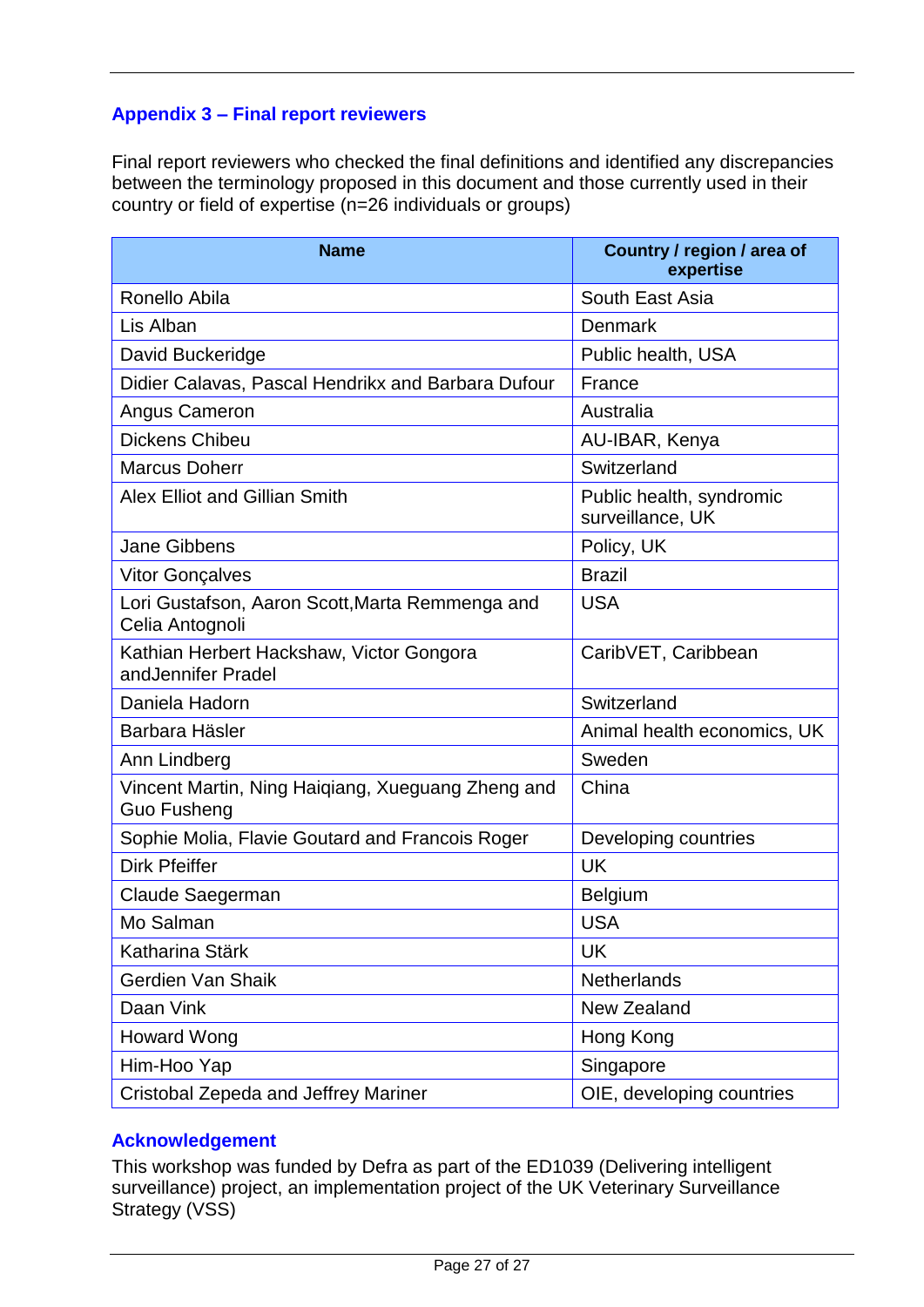## Appendix 3 – Final report reviewers

Final report reviewers who checked the final definitions and identified any discrepancies between the terminology proposed in this document and those currently used in their country or field of expertise (n=26 individuals or groups)

| Name | Country / region / area of expertise |
|---|---|
| Ronello Abila | South East Asia |
| Lis Alban | Denmark |
| David Buckeridge | Public health, USA |
| Didier Calavas, Pascal Hendrikx and Barbara Dufour | France |
| Angus Cameron | Australia |
| Dickens Chibeu | AU-IBAR, Kenya |
| Marcus Doherr | Switzerland |
| Alex Elliot and Gillian Smith | Public health, syndromic surveillance, UK |
| Jane Gibbens | Policy, UK |
| Vitor Gonçalves | Brazil |
| Lori Gustafson, Aaron Scott,Marta Remmenga and Celia Antognoli | USA |
| Kathian Herbert Hackshaw, Victor Gongora andJennifer Pradel | CaribVET, Caribbean |
| Daniela Hadorn | Switzerland |
| Barbara Häsler | Animal health economics, UK |
| Ann Lindberg | Sweden |
| Vincent Martin, Ning Haiqiang, Xueguang Zheng and Guo Fusheng | China |
| Sophie Molia, Flavie Goutard and Francois Roger | Developing countries |
| Dirk Pfeiffer | UK |
| Claude Saegerman | Belgium |
| Mo Salman | USA |
| Katharina Stärk | UK |
| Gerdien Van Shaik | Netherlands |
| Daan Vink | New Zealand |
| Howard Wong | Hong Kong |
| Him-Hoo Yap | Singapore |
| Cristobal Zepeda and Jeffrey Mariner | OIE, developing countries |

## Acknowledgement

This workshop was funded by Defra as part of the ED1039 (Delivering intelligent surveillance) project, an implementation project of the UK Veterinary Surveillance Strategy (VSS)